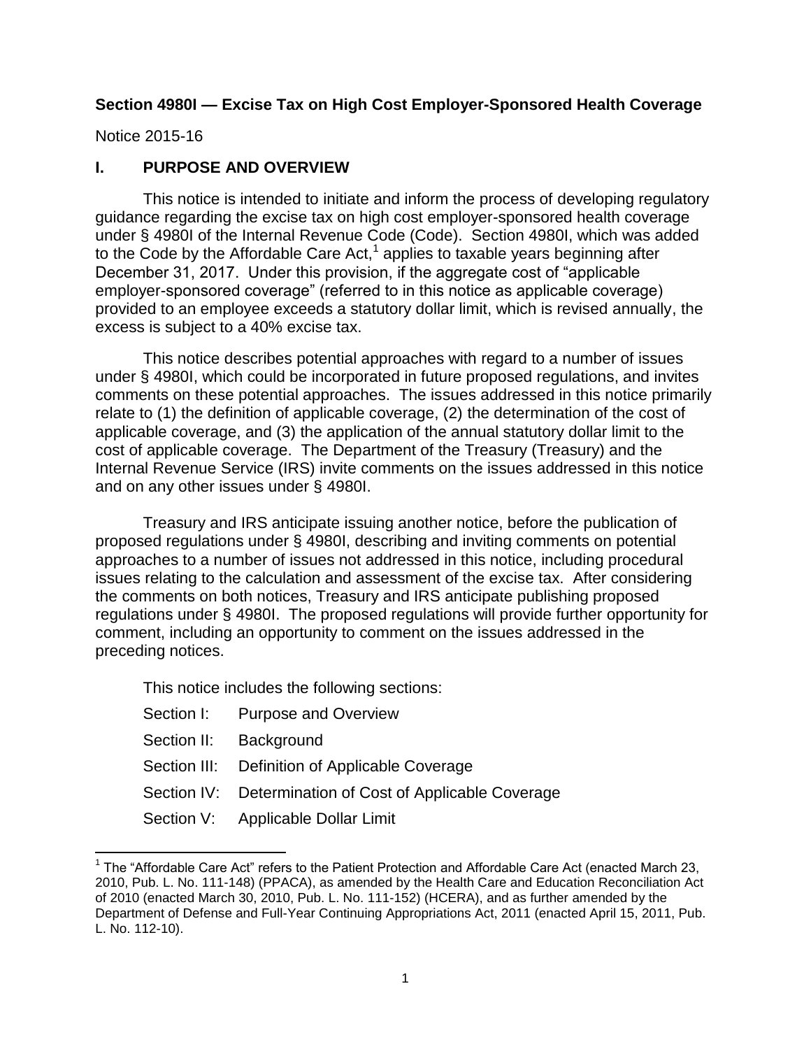**Section 4980I — Excise Tax on High Cost Employer-Sponsored Health Coverage**

Notice 2015-16

## I. PURPOSE AND OVERVIEW

This notice is intended to initiate and inform the process of developing regulatory guidance regarding the excise tax on high cost employer-sponsored health coverage under § 4980I of the Internal Revenue Code (Code). Section 4980I, which was added to the Code by the Affordable Care Act,[1] applies to taxable years beginning after December 31, 2017. Under this provision, if the aggregate cost of "applicable employer-sponsored coverage" (referred to in this notice as applicable coverage) provided to an employee exceeds a statutory dollar limit, which is revised annually, the excess is subject to a 40% excise tax.

This notice describes potential approaches with regard to a number of issues under § 4980I, which could be incorporated in future proposed regulations, and invites comments on these potential approaches. The issues addressed in this notice primarily relate to (1) the definition of applicable coverage, (2) the determination of the cost of applicable coverage, and (3) the application of the annual statutory dollar limit to the cost of applicable coverage. The Department of the Treasury (Treasury) and the Internal Revenue Service (IRS) invite comments on the issues addressed in this notice and on any other issues under § 4980I.

Treasury and IRS anticipate issuing another notice, before the publication of proposed regulations under § 4980I, describing and inviting comments on potential approaches to a number of issues not addressed in this notice, including procedural issues relating to the calculation and assessment of the excise tax. After considering the comments on both notices, Treasury and IRS anticipate publishing proposed regulations under § 4980I. The proposed regulations will provide further opportunity for comment, including an opportunity to comment on the issues addressed in the preceding notices.

This notice includes the following sections:

Section I: Purpose and Overview

Section II: Background

Section III: Definition of Applicable Coverage

Section IV: Determination of Cost of Applicable Coverage

Section V: Applicable Dollar Limit

---

[1] The "Affordable Care Act" refers to the Patient Protection and Affordable Care Act (enacted March 23, 2010, Pub. L. No. 111-148) (PPACA), as amended by the Health Care and Education Reconciliation Act of 2010 (enacted March 30, 2010, Pub. L. No. 111-152) (HCERA), and as further amended by the Department of Defense and Full-Year Continuing Appropriations Act, 2011 (enacted April 15, 2011, Pub. L. No. 112-10).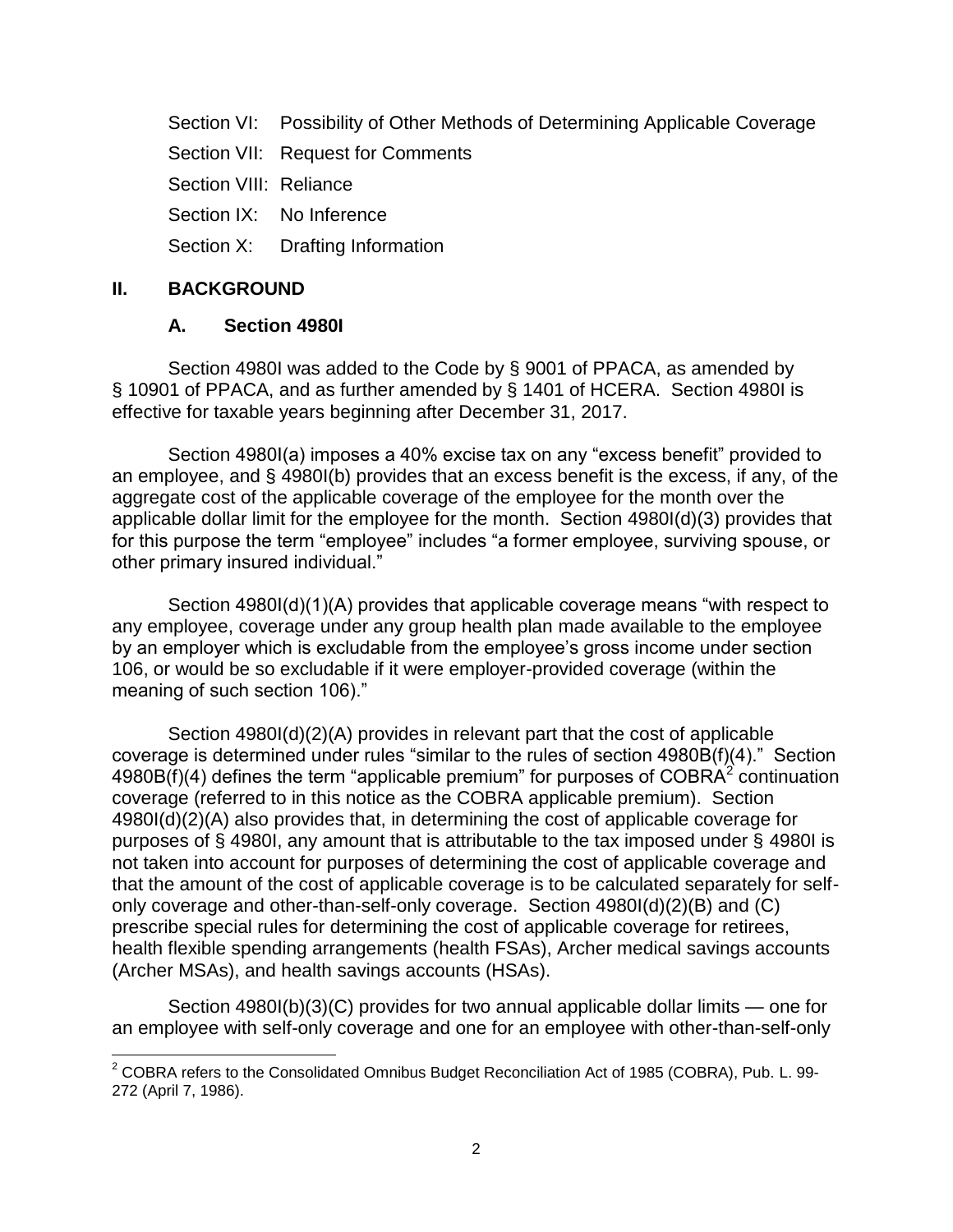Section VI: Possibility of Other Methods of Determining Applicable Coverage

Section VII: Request for Comments

Section VIII: Reliance

Section IX: No Inference

Section X: Drafting Information

## II. BACKGROUND

### A. Section 4980I

Section 4980I was added to the Code by § 9001 of PPACA, as amended by § 10901 of PPACA, and as further amended by § 1401 of HCERA. Section 4980I is effective for taxable years beginning after December 31, 2017.

Section 4980I(a) imposes a 40% excise tax on any "excess benefit" provided to an employee, and § 4980I(b) provides that an excess benefit is the excess, if any, of the aggregate cost of the applicable coverage of the employee for the month over the applicable dollar limit for the employee for the month. Section 4980I(d)(3) provides that for this purpose the term "employee" includes "a former employee, surviving spouse, or other primary insured individual."

Section 4980I(d)(1)(A) provides that applicable coverage means "with respect to any employee, coverage under any group health plan made available to the employee by an employer which is excludable from the employee's gross income under section 106, or would be so excludable if it were employer-provided coverage (within the meaning of such section 106)."

Section 4980I(d)(2)(A) provides in relevant part that the cost of applicable coverage is determined under rules "similar to the rules of section 4980B(f)(4)." Section 4980B(f)(4) defines the term "applicable premium" for purposes of COBRA[2] continuation coverage (referred to in this notice as the COBRA applicable premium). Section 4980I(d)(2)(A) also provides that, in determining the cost of applicable coverage for purposes of § 4980I, any amount that is attributable to the tax imposed under § 4980I is not taken into account for purposes of determining the cost of applicable coverage and that the amount of the cost of applicable coverage is to be calculated separately for self-only coverage and other-than-self-only coverage. Section 4980I(d)(2)(B) and (C) prescribe special rules for determining the cost of applicable coverage for retirees, health flexible spending arrangements (health FSAs), Archer medical savings accounts (Archer MSAs), and health savings accounts (HSAs).

Section 4980I(b)(3)(C) provides for two annual applicable dollar limits — one for an employee with self-only coverage and one for an employee with other-than-self-only

[2] COBRA refers to the Consolidated Omnibus Budget Reconciliation Act of 1985 (COBRA), Pub. L. 99-272 (April 7, 1986).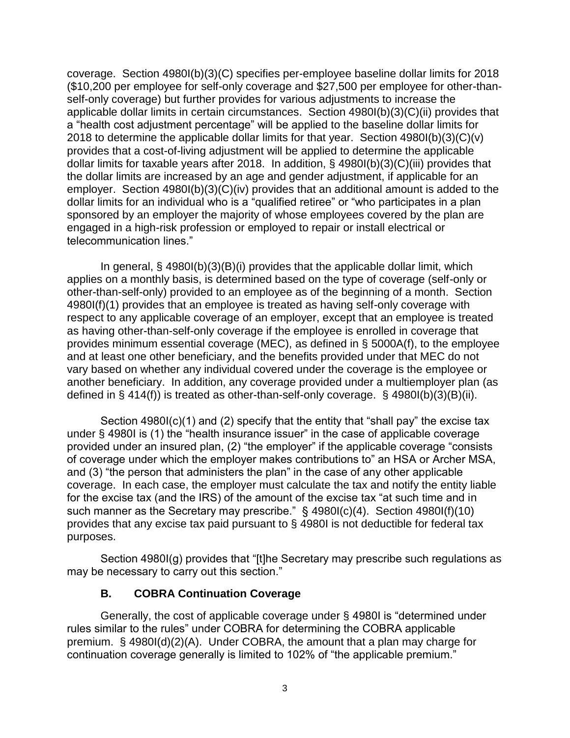coverage. Section 4980I(b)(3)(C) specifies per-employee baseline dollar limits for 2018 ($10,200 per employee for self-only coverage and $27,500 per employee for other-than-self-only coverage) but further provides for various adjustments to increase the applicable dollar limits in certain circumstances. Section 4980I(b)(3)(C)(ii) provides that a "health cost adjustment percentage" will be applied to the baseline dollar limits for 2018 to determine the applicable dollar limits for that year. Section 4980I(b)(3)(C)(v) provides that a cost-of-living adjustment will be applied to determine the applicable dollar limits for taxable years after 2018. In addition, § 4980I(b)(3)(C)(iii) provides that the dollar limits are increased by an age and gender adjustment, if applicable for an employer. Section 4980I(b)(3)(C)(iv) provides that an additional amount is added to the dollar limits for an individual who is a "qualified retiree" or "who participates in a plan sponsored by an employer the majority of whose employees covered by the plan are engaged in a high-risk profession or employed to repair or install electrical or telecommunication lines."

In general, § 4980I(b)(3)(B)(i) provides that the applicable dollar limit, which applies on a monthly basis, is determined based on the type of coverage (self-only or other-than-self-only) provided to an employee as of the beginning of a month. Section 4980I(f)(1) provides that an employee is treated as having self-only coverage with respect to any applicable coverage of an employer, except that an employee is treated as having other-than-self-only coverage if the employee is enrolled in coverage that provides minimum essential coverage (MEC), as defined in § 5000A(f), to the employee and at least one other beneficiary, and the benefits provided under that MEC do not vary based on whether any individual covered under the coverage is the employee or another beneficiary. In addition, any coverage provided under a multiemployer plan (as defined in § 414(f)) is treated as other-than-self-only coverage. § 4980I(b)(3)(B)(ii).

Section 4980I(c)(1) and (2) specify that the entity that "shall pay" the excise tax under § 4980I is (1) the "health insurance issuer" in the case of applicable coverage provided under an insured plan, (2) "the employer" if the applicable coverage "consists of coverage under which the employer makes contributions to" an HSA or Archer MSA, and (3) "the person that administers the plan" in the case of any other applicable coverage. In each case, the employer must calculate the tax and notify the entity liable for the excise tax (and the IRS) of the amount of the excise tax "at such time and in such manner as the Secretary may prescribe." § 4980I(c)(4). Section 4980I(f)(10) provides that any excise tax paid pursuant to § 4980I is not deductible for federal tax purposes.

Section 4980I(g) provides that "[t]he Secretary may prescribe such regulations as may be necessary to carry out this section."

### B. COBRA Continuation Coverage

Generally, the cost of applicable coverage under § 4980I is "determined under rules similar to the rules" under COBRA for determining the COBRA applicable premium. § 4980I(d)(2)(A). Under COBRA, the amount that a plan may charge for continuation coverage generally is limited to 102% of "the applicable premium."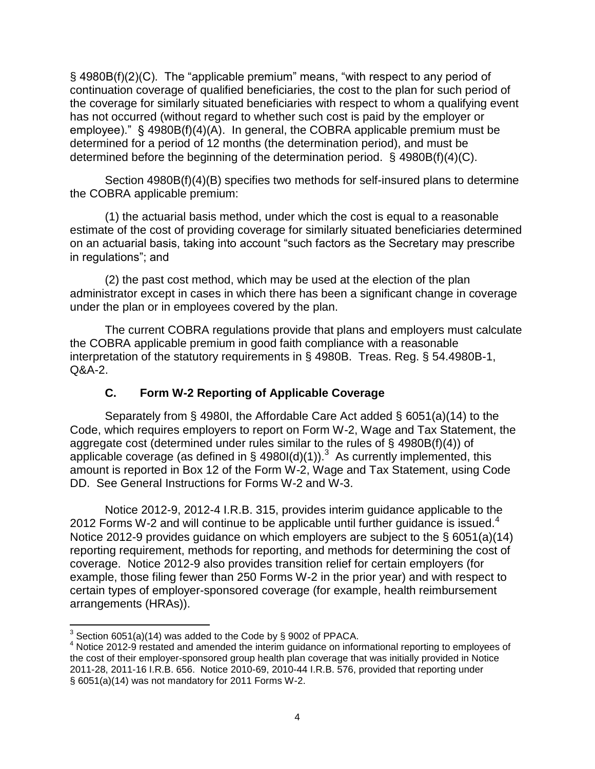§ 4980B(f)(2)(C). The "applicable premium" means, "with respect to any period of continuation coverage of qualified beneficiaries, the cost to the plan for such period of the coverage for similarly situated beneficiaries with respect to whom a qualifying event has not occurred (without regard to whether such cost is paid by the employer or employee)." § 4980B(f)(4)(A). In general, the COBRA applicable premium must be determined for a period of 12 months (the determination period), and must be determined before the beginning of the determination period. § 4980B(f)(4)(C).

Section 4980B(f)(4)(B) specifies two methods for self-insured plans to determine the COBRA applicable premium:

(1) the actuarial basis method, under which the cost is equal to a reasonable estimate of the cost of providing coverage for similarly situated beneficiaries determined on an actuarial basis, taking into account "such factors as the Secretary may prescribe in regulations"; and

(2) the past cost method, which may be used at the election of the plan administrator except in cases in which there has been a significant change in coverage under the plan or in employees covered by the plan.

The current COBRA regulations provide that plans and employers must calculate the COBRA applicable premium in good faith compliance with a reasonable interpretation of the statutory requirements in § 4980B. Treas. Reg. § 54.4980B-1, Q&A-2.

### C. Form W-2 Reporting of Applicable Coverage

Separately from § 4980I, the Affordable Care Act added § 6051(a)(14) to the Code, which requires employers to report on Form W-2, Wage and Tax Statement, the aggregate cost (determined under rules similar to the rules of § 4980B(f)(4)) of applicable coverage (as defined in § 4980I(d)(1)).[3] As currently implemented, this amount is reported in Box 12 of the Form W-2, Wage and Tax Statement, using Code DD. See General Instructions for Forms W-2 and W-3.

Notice 2012-9, 2012-4 I.R.B. 315, provides interim guidance applicable to the 2012 Forms W-2 and will continue to be applicable until further guidance is issued.[4] Notice 2012-9 provides guidance on which employers are subject to the § 6051(a)(14) reporting requirement, methods for reporting, and methods for determining the cost of coverage. Notice 2012-9 also provides transition relief for certain employers (for example, those filing fewer than 250 Forms W-2 in the prior year) and with respect to certain types of employer-sponsored coverage (for example, health reimbursement arrangements (HRAs)).

---

[3] Section 6051(a)(14) was added to the Code by § 9002 of PPACA.

[4] Notice 2012-9 restated and amended the interim guidance on informational reporting to employees of the cost of their employer-sponsored group health plan coverage that was initially provided in Notice 2011-28, 2011-16 I.R.B. 656. Notice 2010-69, 2010-44 I.R.B. 576, provided that reporting under § 6051(a)(14) was not mandatory for 2011 Forms W-2.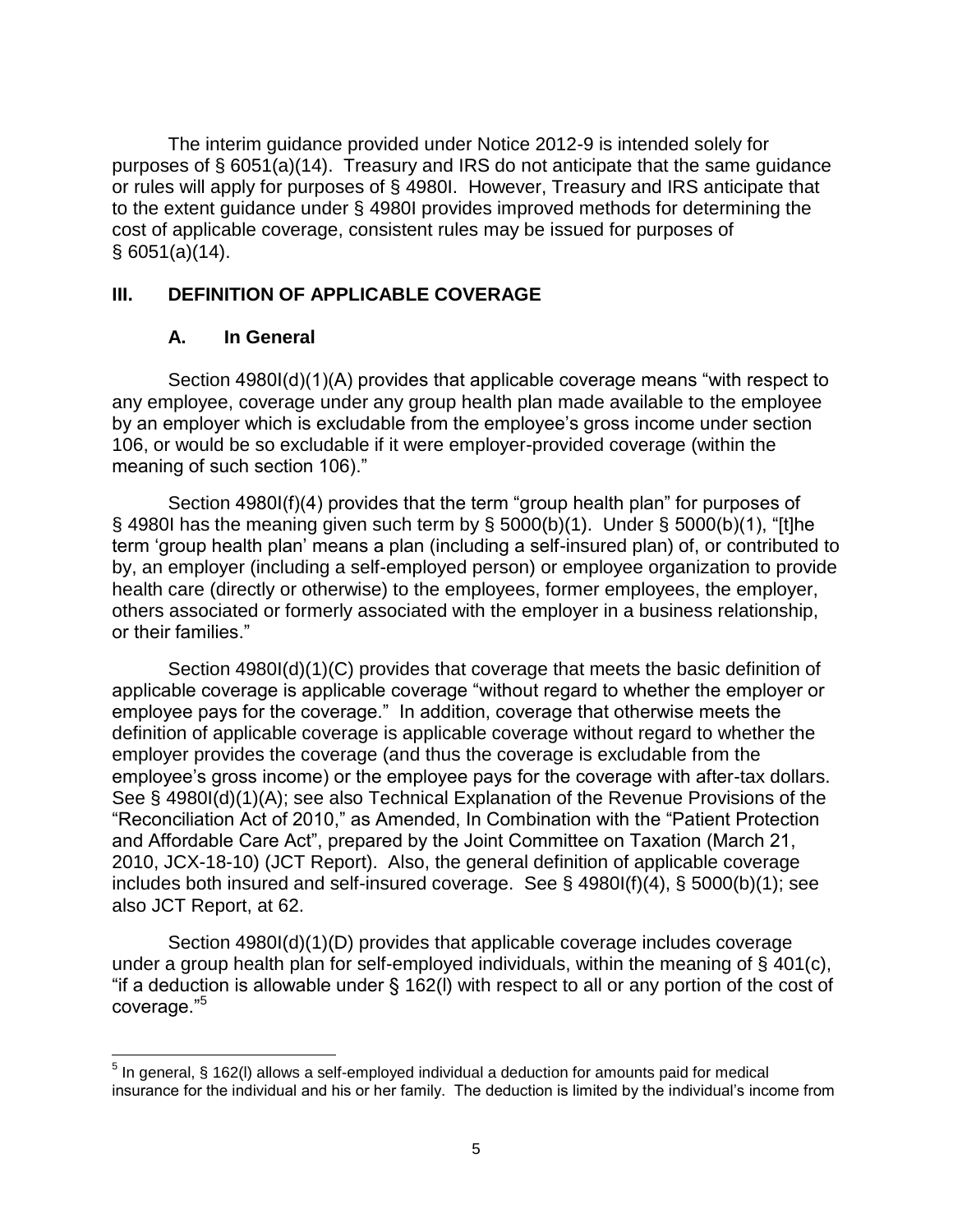The interim guidance provided under Notice 2012-9 is intended solely for purposes of § 6051(a)(14). Treasury and IRS do not anticipate that the same guidance or rules will apply for purposes of § 4980I. However, Treasury and IRS anticipate that to the extent guidance under § 4980I provides improved methods for determining the cost of applicable coverage, consistent rules may be issued for purposes of § 6051(a)(14).

## III. DEFINITION OF APPLICABLE COVERAGE

### A. In General

Section 4980I(d)(1)(A) provides that applicable coverage means "with respect to any employee, coverage under any group health plan made available to the employee by an employer which is excludable from the employee's gross income under section 106, or would be so excludable if it were employer-provided coverage (within the meaning of such section 106)."

Section 4980I(f)(4) provides that the term "group health plan" for purposes of § 4980I has the meaning given such term by § 5000(b)(1). Under § 5000(b)(1), "[t]he term 'group health plan' means a plan (including a self-insured plan) of, or contributed to by, an employer (including a self-employed person) or employee organization to provide health care (directly or otherwise) to the employees, former employees, the employer, others associated or formerly associated with the employer in a business relationship, or their families."

Section 4980I(d)(1)(C) provides that coverage that meets the basic definition of applicable coverage is applicable coverage "without regard to whether the employer or employee pays for the coverage." In addition, coverage that otherwise meets the definition of applicable coverage is applicable coverage without regard to whether the employer provides the coverage (and thus the coverage is excludable from the employee's gross income) or the employee pays for the coverage with after-tax dollars. See § 4980I(d)(1)(A); see also Technical Explanation of the Revenue Provisions of the "Reconciliation Act of 2010," as Amended, In Combination with the "Patient Protection and Affordable Care Act", prepared by the Joint Committee on Taxation (March 21, 2010, JCX-18-10) (JCT Report). Also, the general definition of applicable coverage includes both insured and self-insured coverage. See § 4980I(f)(4), § 5000(b)(1); see also JCT Report, at 62.

Section 4980I(d)(1)(D) provides that applicable coverage includes coverage under a group health plan for self-employed individuals, within the meaning of § 401(c), "if a deduction is allowable under § 162(l) with respect to all or any portion of the cost of coverage."[5]

[5] In general, § 162(l) allows a self-employed individual a deduction for amounts paid for medical insurance for the individual and his or her family. The deduction is limited by the individual's income from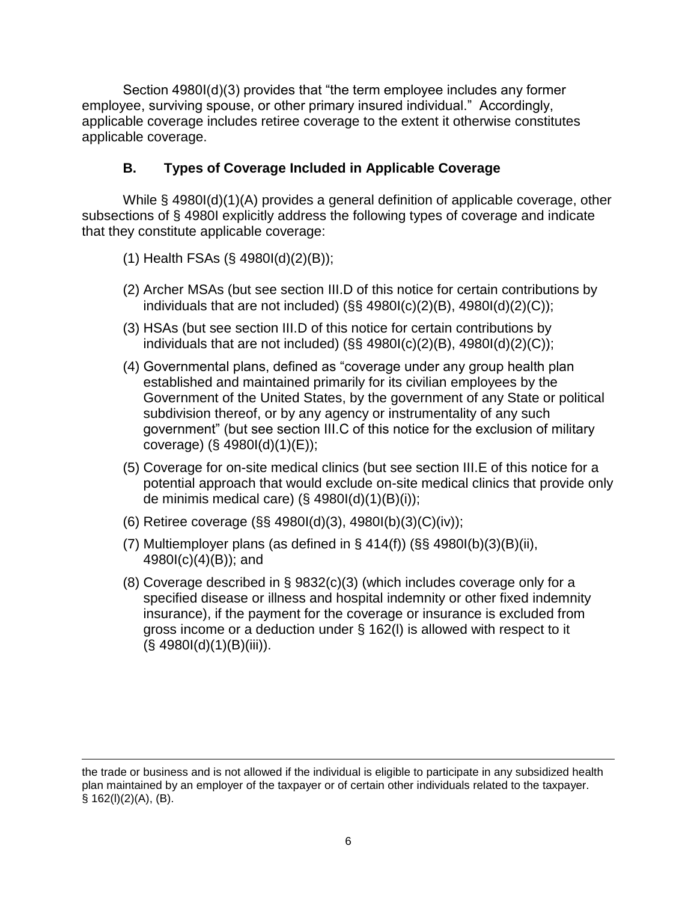Section 4980I(d)(3) provides that "the term employee includes any former employee, surviving spouse, or other primary insured individual." Accordingly, applicable coverage includes retiree coverage to the extent it otherwise constitutes applicable coverage.

### B. Types of Coverage Included in Applicable Coverage

While § 4980I(d)(1)(A) provides a general definition of applicable coverage, other subsections of § 4980I explicitly address the following types of coverage and indicate that they constitute applicable coverage:

(1) Health FSAs (§ 4980I(d)(2)(B));

(2) Archer MSAs (but see section III.D of this notice for certain contributions by individuals that are not included) (§§ 4980I(c)(2)(B), 4980I(d)(2)(C));

(3) HSAs (but see section III.D of this notice for certain contributions by individuals that are not included) (§§ 4980I(c)(2)(B), 4980I(d)(2)(C));

(4) Governmental plans, defined as "coverage under any group health plan established and maintained primarily for its civilian employees by the Government of the United States, by the government of any State or political subdivision thereof, or by any agency or instrumentality of any such government" (but see section III.C of this notice for the exclusion of military coverage) (§ 4980I(d)(1)(E));

(5) Coverage for on-site medical clinics (but see section III.E of this notice for a potential approach that would exclude on-site medical clinics that provide only de minimis medical care) (§ 4980I(d)(1)(B)(i));

(6) Retiree coverage (§§ 4980I(d)(3), 4980I(b)(3)(C)(iv));

(7) Multiemployer plans (as defined in § 414(f)) (§§ 4980I(b)(3)(B)(ii), 4980I(c)(4)(B)); and

(8) Coverage described in § 9832(c)(3) (which includes coverage only for a specified disease or illness and hospital indemnity or other fixed indemnity insurance), if the payment for the coverage or insurance is excluded from gross income or a deduction under § 162(l) is allowed with respect to it (§ 4980I(d)(1)(B)(iii)).

---

the trade or business and is not allowed if the individual is eligible to participate in any subsidized health plan maintained by an employer of the taxpayer or of certain other individuals related to the taxpayer. § 162(l)(2)(A), (B).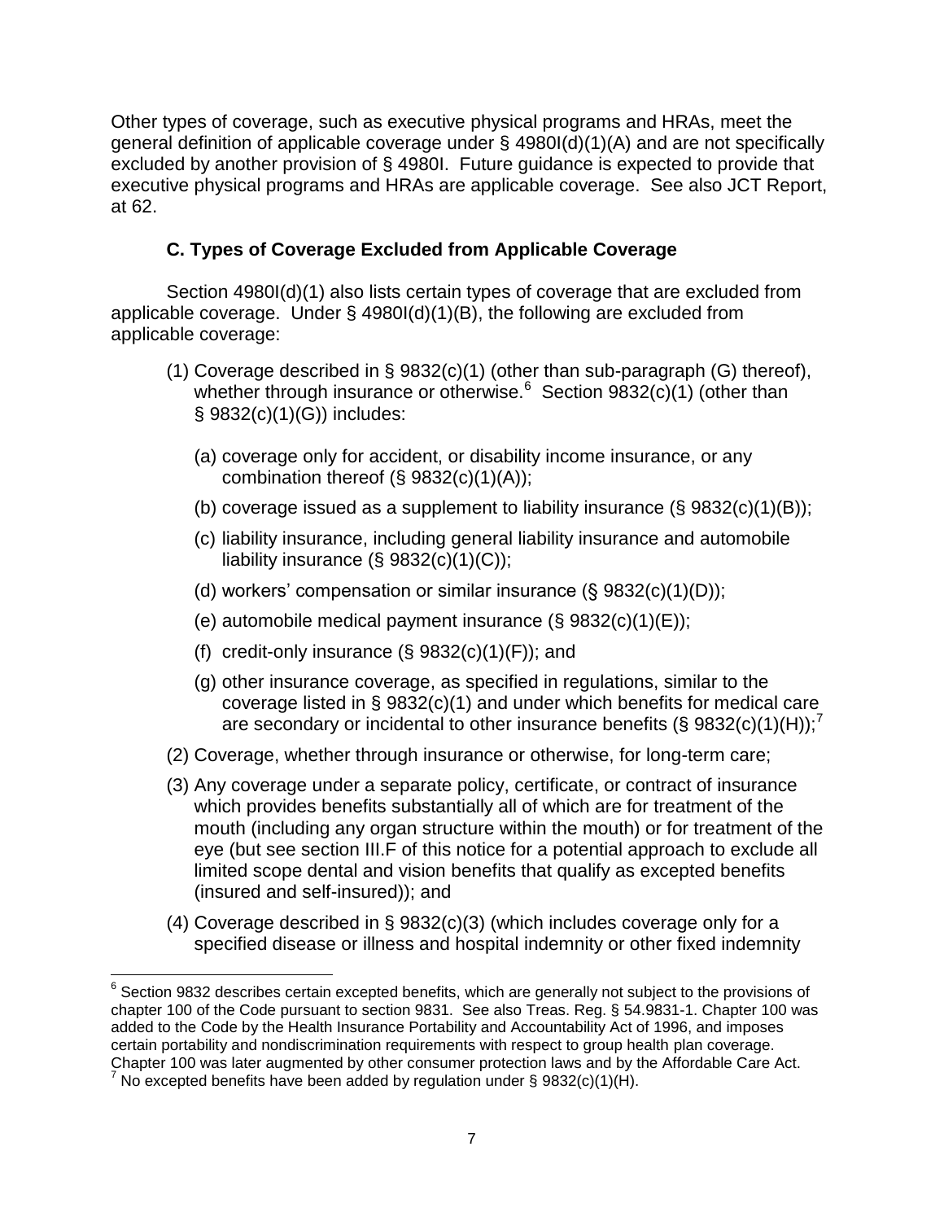Other types of coverage, such as executive physical programs and HRAs, meet the general definition of applicable coverage under § 4980I(d)(1)(A) and are not specifically excluded by another provision of § 4980I. Future guidance is expected to provide that executive physical programs and HRAs are applicable coverage. See also JCT Report, at 62.

### C. Types of Coverage Excluded from Applicable Coverage

Section 4980I(d)(1) also lists certain types of coverage that are excluded from applicable coverage. Under § 4980I(d)(1)(B), the following are excluded from applicable coverage:

(1) Coverage described in § 9832(c)(1) (other than sub-paragraph (G) thereof), whether through insurance or otherwise.[6] Section 9832(c)(1) (other than § 9832(c)(1)(G)) includes:

   (a) coverage only for accident, or disability income insurance, or any combination thereof (§ 9832(c)(1)(A));

   (b) coverage issued as a supplement to liability insurance (§ 9832(c)(1)(B));

   (c) liability insurance, including general liability insurance and automobile liability insurance (§ 9832(c)(1)(C));

   (d) workers' compensation or similar insurance (§ 9832(c)(1)(D));

   (e) automobile medical payment insurance (§ 9832(c)(1)(E));

   (f) credit-only insurance (§ 9832(c)(1)(F)); and

   (g) other insurance coverage, as specified in regulations, similar to the coverage listed in § 9832(c)(1) and under which benefits for medical care are secondary or incidental to other insurance benefits (§ 9832(c)(1)(H));[7]

(2) Coverage, whether through insurance or otherwise, for long-term care;

(3) Any coverage under a separate policy, certificate, or contract of insurance which provides benefits substantially all of which are for treatment of the mouth (including any organ structure within the mouth) or for treatment of the eye (but see section III.F of this notice for a potential approach to exclude all limited scope dental and vision benefits that qualify as excepted benefits (insured and self-insured)); and

(4) Coverage described in § 9832(c)(3) (which includes coverage only for a specified disease or illness and hospital indemnity or other fixed indemnity

---

[6] Section 9832 describes certain excepted benefits, which are generally not subject to the provisions of chapter 100 of the Code pursuant to section 9831. See also Treas. Reg. § 54.9831-1. Chapter 100 was added to the Code by the Health Insurance Portability and Accountability Act of 1996, and imposes certain portability and nondiscrimination requirements with respect to group health plan coverage. Chapter 100 was later augmented by other consumer protection laws and by the Affordable Care Act.

[7] No excepted benefits have been added by regulation under § 9832(c)(1)(H).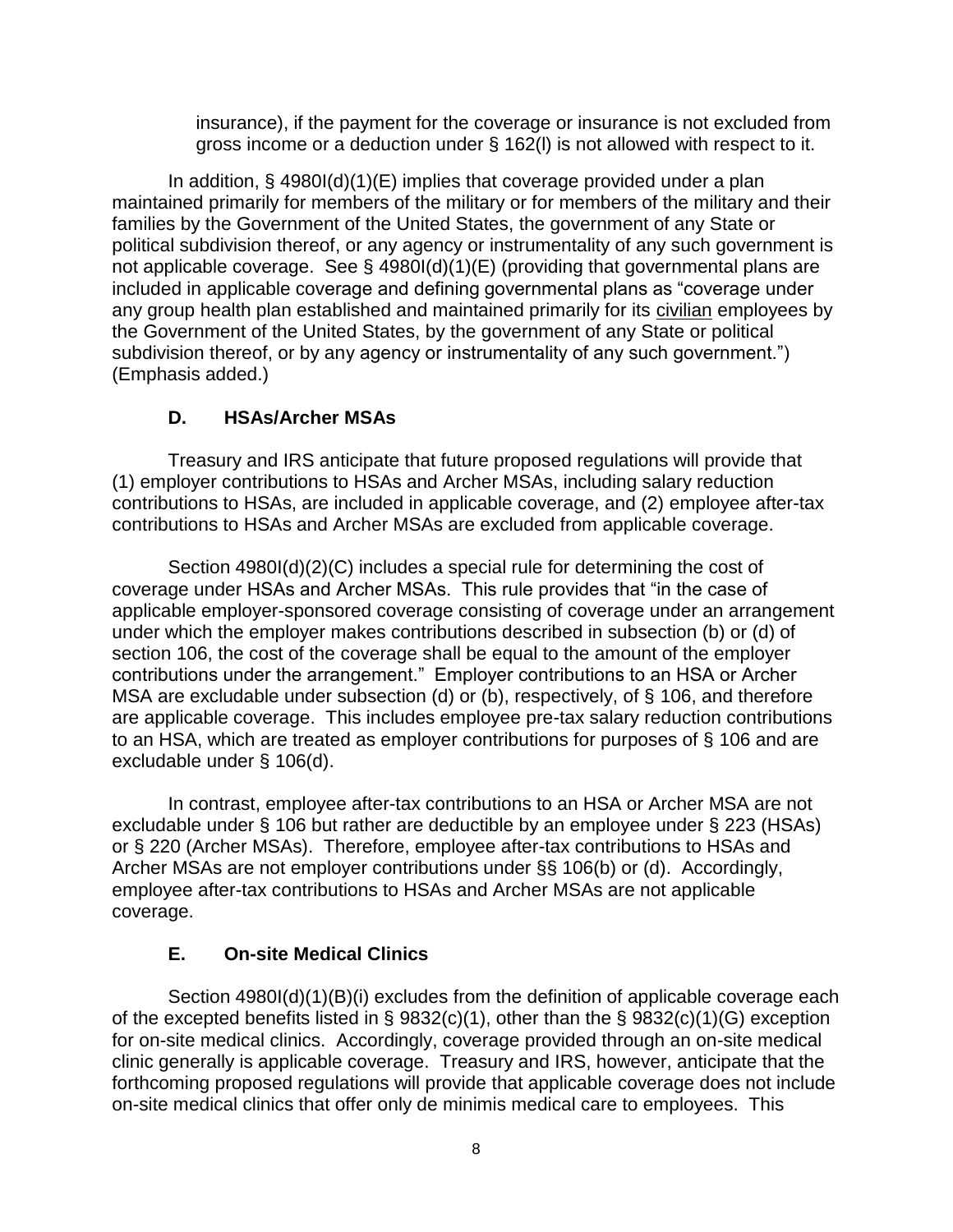insurance), if the payment for the coverage or insurance is not excluded from gross income or a deduction under § 162(l) is not allowed with respect to it.

In addition, § 4980I(d)(1)(E) implies that coverage provided under a plan maintained primarily for members of the military or for members of the military and their families by the Government of the United States, the government of any State or political subdivision thereof, or any agency or instrumentality of any such government is not applicable coverage. See § 4980I(d)(1)(E) (providing that governmental plans are included in applicable coverage and defining governmental plans as "coverage under any group health plan established and maintained primarily for its civilian employees by the Government of the United States, by the government of any State or political subdivision thereof, or by any agency or instrumentality of any such government.") (Emphasis added.)

### D. HSAs/Archer MSAs

Treasury and IRS anticipate that future proposed regulations will provide that (1) employer contributions to HSAs and Archer MSAs, including salary reduction contributions to HSAs, are included in applicable coverage, and (2) employee after-tax contributions to HSAs and Archer MSAs are excluded from applicable coverage.

Section 4980I(d)(2)(C) includes a special rule for determining the cost of coverage under HSAs and Archer MSAs. This rule provides that "in the case of applicable employer-sponsored coverage consisting of coverage under an arrangement under which the employer makes contributions described in subsection (b) or (d) of section 106, the cost of the coverage shall be equal to the amount of the employer contributions under the arrangement." Employer contributions to an HSA or Archer MSA are excludable under subsection (d) or (b), respectively, of § 106, and therefore are applicable coverage. This includes employee pre-tax salary reduction contributions to an HSA, which are treated as employer contributions for purposes of § 106 and are excludable under § 106(d).

In contrast, employee after-tax contributions to an HSA or Archer MSA are not excludable under § 106 but rather are deductible by an employee under § 223 (HSAs) or § 220 (Archer MSAs). Therefore, employee after-tax contributions to HSAs and Archer MSAs are not employer contributions under §§ 106(b) or (d). Accordingly, employee after-tax contributions to HSAs and Archer MSAs are not applicable coverage.

### E. On-site Medical Clinics

Section 4980I(d)(1)(B)(i) excludes from the definition of applicable coverage each of the excepted benefits listed in § 9832(c)(1), other than the § 9832(c)(1)(G) exception for on-site medical clinics. Accordingly, coverage provided through an on-site medical clinic generally is applicable coverage. Treasury and IRS, however, anticipate that the forthcoming proposed regulations will provide that applicable coverage does not include on-site medical clinics that offer only de minimis medical care to employees. This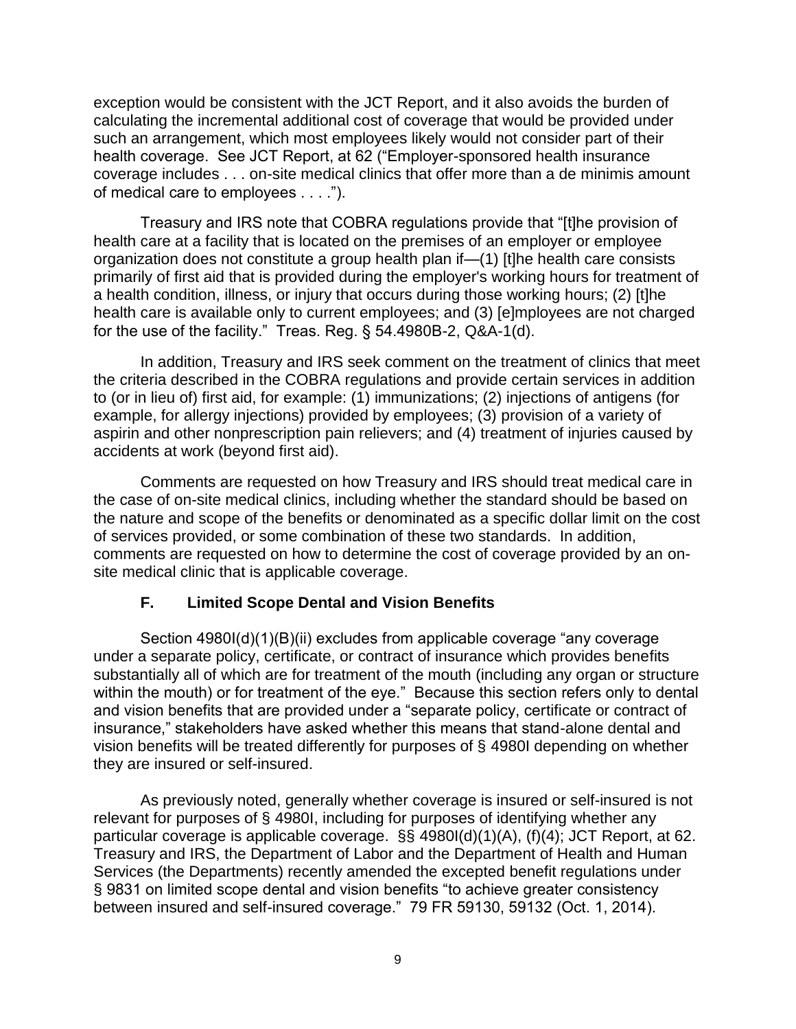exception would be consistent with the JCT Report, and it also avoids the burden of calculating the incremental additional cost of coverage that would be provided under such an arrangement, which most employees likely would not consider part of their health coverage. See JCT Report, at 62 ("Employer-sponsored health insurance coverage includes . . . on-site medical clinics that offer more than a de minimis amount of medical care to employees . . . .").

Treasury and IRS note that COBRA regulations provide that "[t]he provision of health care at a facility that is located on the premises of an employer or employee organization does not constitute a group health plan if—(1) [t]he health care consists primarily of first aid that is provided during the employer's working hours for treatment of a health condition, illness, or injury that occurs during those working hours; (2) [t]he health care is available only to current employees; and (3) [e]mployees are not charged for the use of the facility." Treas. Reg. § 54.4980B-2, Q&A-1(d).

In addition, Treasury and IRS seek comment on the treatment of clinics that meet the criteria described in the COBRA regulations and provide certain services in addition to (or in lieu of) first aid, for example: (1) immunizations; (2) injections of antigens (for example, for allergy injections) provided by employees; (3) provision of a variety of aspirin and other nonprescription pain relievers; and (4) treatment of injuries caused by accidents at work (beyond first aid).

Comments are requested on how Treasury and IRS should treat medical care in the case of on-site medical clinics, including whether the standard should be based on the nature and scope of the benefits or denominated as a specific dollar limit on the cost of services provided, or some combination of these two standards. In addition, comments are requested on how to determine the cost of coverage provided by an on-site medical clinic that is applicable coverage.

### F. Limited Scope Dental and Vision Benefits

Section 4980I(d)(1)(B)(ii) excludes from applicable coverage "any coverage under a separate policy, certificate, or contract of insurance which provides benefits substantially all of which are for treatment of the mouth (including any organ or structure within the mouth) or for treatment of the eye." Because this section refers only to dental and vision benefits that are provided under a "separate policy, certificate or contract of insurance," stakeholders have asked whether this means that stand-alone dental and vision benefits will be treated differently for purposes of § 4980I depending on whether they are insured or self-insured.

As previously noted, generally whether coverage is insured or self-insured is not relevant for purposes of § 4980I, including for purposes of identifying whether any particular coverage is applicable coverage. §§ 4980I(d)(1)(A), (f)(4); JCT Report, at 62. Treasury and IRS, the Department of Labor and the Department of Health and Human Services (the Departments) recently amended the excepted benefit regulations under § 9831 on limited scope dental and vision benefits "to achieve greater consistency between insured and self-insured coverage." 79 FR 59130, 59132 (Oct. 1, 2014).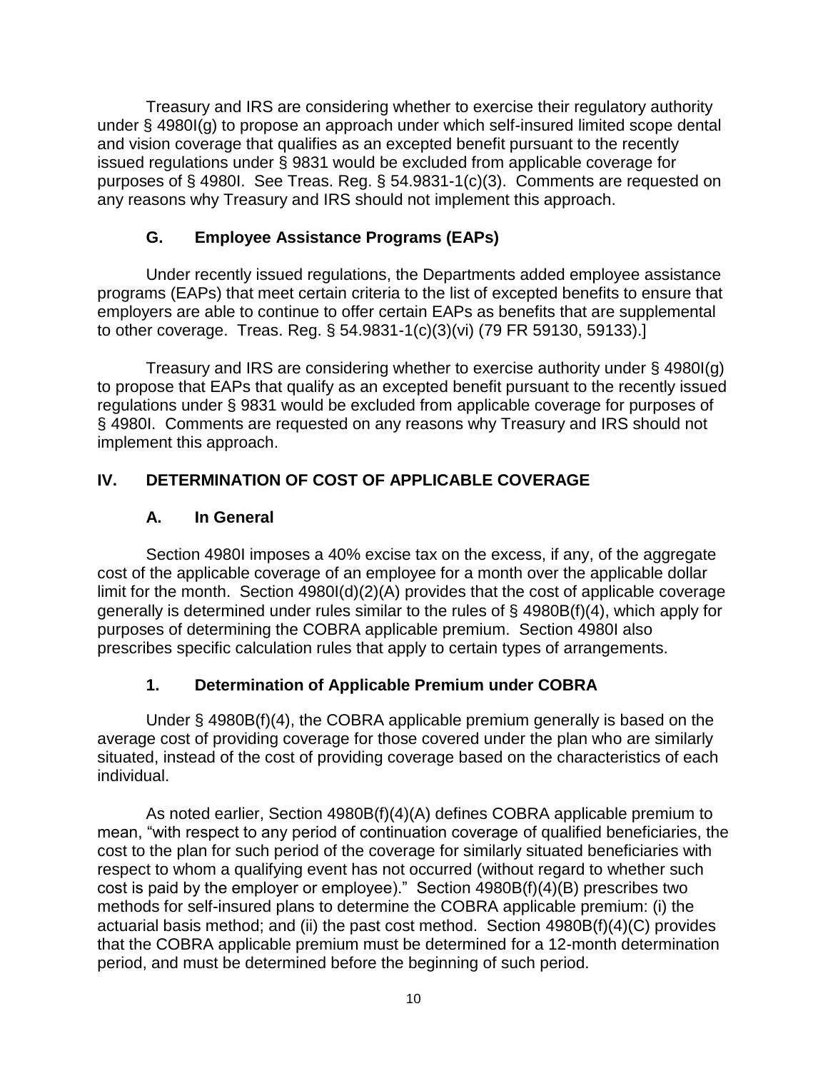Treasury and IRS are considering whether to exercise their regulatory authority under § 4980I(g) to propose an approach under which self-insured limited scope dental and vision coverage that qualifies as an excepted benefit pursuant to the recently issued regulations under § 9831 would be excluded from applicable coverage for purposes of § 4980I. See Treas. Reg. § 54.9831-1(c)(3). Comments are requested on any reasons why Treasury and IRS should not implement this approach.

### G. Employee Assistance Programs (EAPs)

Under recently issued regulations, the Departments added employee assistance programs (EAPs) that meet certain criteria to the list of excepted benefits to ensure that employers are able to continue to offer certain EAPs as benefits that are supplemental to other coverage. Treas. Reg. § 54.9831-1(c)(3)(vi) (79 FR 59130, 59133).]

Treasury and IRS are considering whether to exercise authority under § 4980I(g) to propose that EAPs that qualify as an excepted benefit pursuant to the recently issued regulations under § 9831 would be excluded from applicable coverage for purposes of § 4980I. Comments are requested on any reasons why Treasury and IRS should not implement this approach.

## IV. DETERMINATION OF COST OF APPLICABLE COVERAGE

### A. In General

Section 4980I imposes a 40% excise tax on the excess, if any, of the aggregate cost of the applicable coverage of an employee for a month over the applicable dollar limit for the month. Section 4980I(d)(2)(A) provides that the cost of applicable coverage generally is determined under rules similar to the rules of § 4980B(f)(4), which apply for purposes of determining the COBRA applicable premium. Section 4980I also prescribes specific calculation rules that apply to certain types of arrangements.

#### 1. Determination of Applicable Premium under COBRA

Under § 4980B(f)(4), the COBRA applicable premium generally is based on the average cost of providing coverage for those covered under the plan who are similarly situated, instead of the cost of providing coverage based on the characteristics of each individual.

As noted earlier, Section 4980B(f)(4)(A) defines COBRA applicable premium to mean, "with respect to any period of continuation coverage of qualified beneficiaries, the cost to the plan for such period of the coverage for similarly situated beneficiaries with respect to whom a qualifying event has not occurred (without regard to whether such cost is paid by the employer or employee)." Section 4980B(f)(4)(B) prescribes two methods for self-insured plans to determine the COBRA applicable premium: (i) the actuarial basis method; and (ii) the past cost method. Section 4980B(f)(4)(C) provides that the COBRA applicable premium must be determined for a 12-month determination period, and must be determined before the beginning of such period.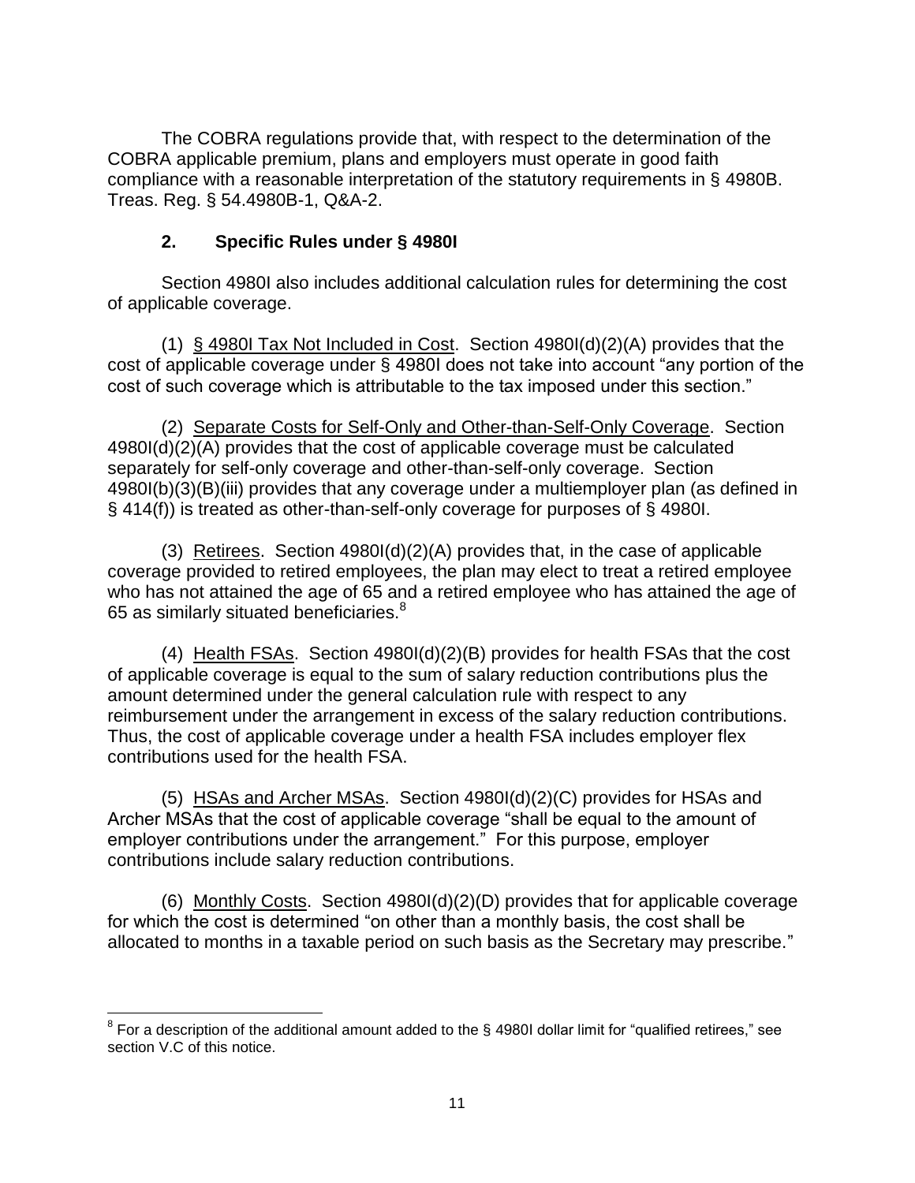The COBRA regulations provide that, with respect to the determination of the COBRA applicable premium, plans and employers must operate in good faith compliance with a reasonable interpretation of the statutory requirements in § 4980B. Treas. Reg. § 54.4980B-1, Q&A-2.

### 2. Specific Rules under § 4980I

Section 4980I also includes additional calculation rules for determining the cost of applicable coverage.

(1) <u>§ 4980I Tax Not Included in Cost</u>. Section 4980I(d)(2)(A) provides that the cost of applicable coverage under § 4980I does not take into account "any portion of the cost of such coverage which is attributable to the tax imposed under this section."

(2) <u>Separate Costs for Self-Only and Other-than-Self-Only Coverage</u>. Section 4980I(d)(2)(A) provides that the cost of applicable coverage must be calculated separately for self-only coverage and other-than-self-only coverage. Section 4980I(b)(3)(B)(iii) provides that any coverage under a multiemployer plan (as defined in § 414(f)) is treated as other-than-self-only coverage for purposes of § 4980I.

(3) <u>Retirees</u>. Section 4980I(d)(2)(A) provides that, in the case of applicable coverage provided to retired employees, the plan may elect to treat a retired employee who has not attained the age of 65 and a retired employee who has attained the age of 65 as similarly situated beneficiaries.[8]

(4) <u>Health FSAs</u>. Section 4980I(d)(2)(B) provides for health FSAs that the cost of applicable coverage is equal to the sum of salary reduction contributions plus the amount determined under the general calculation rule with respect to any reimbursement under the arrangement in excess of the salary reduction contributions. Thus, the cost of applicable coverage under a health FSA includes employer flex contributions used for the health FSA.

(5) <u>HSAs and Archer MSAs</u>. Section 4980I(d)(2)(C) provides for HSAs and Archer MSAs that the cost of applicable coverage "shall be equal to the amount of employer contributions under the arrangement." For this purpose, employer contributions include salary reduction contributions.

(6) <u>Monthly Costs</u>. Section 4980I(d)(2)(D) provides that for applicable coverage for which the cost is determined "on other than a monthly basis, the cost shall be allocated to months in a taxable period on such basis as the Secretary may prescribe."

---

[8] For a description of the additional amount added to the § 4980I dollar limit for "qualified retirees," see section V.C of this notice.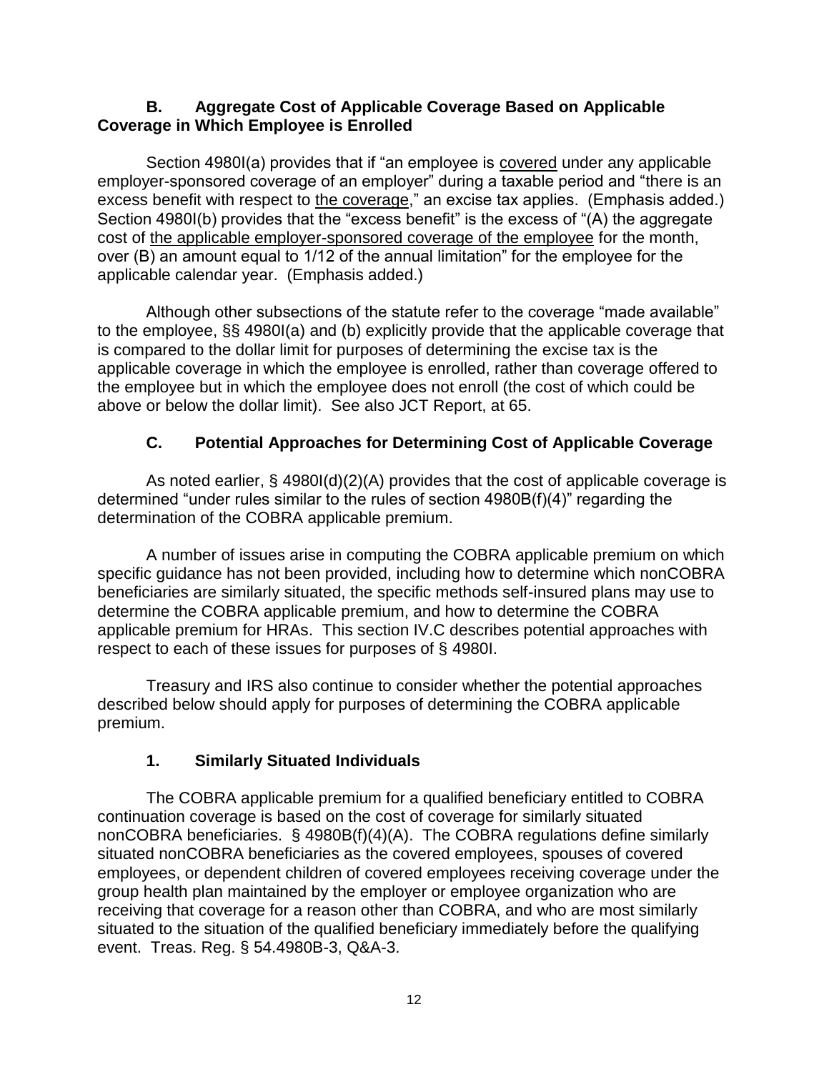### B. Aggregate Cost of Applicable Coverage Based on Applicable Coverage in Which Employee is Enrolled

Section 4980I(a) provides that if "an employee is covered under any applicable employer-sponsored coverage of an employer" during a taxable period and "there is an excess benefit with respect to the coverage," an excise tax applies. (Emphasis added.) Section 4980I(b) provides that the "excess benefit" is the excess of "(A) the aggregate cost of the applicable employer-sponsored coverage of the employee for the month, over (B) an amount equal to 1/12 of the annual limitation" for the employee for the applicable calendar year. (Emphasis added.)

Although other subsections of the statute refer to the coverage "made available" to the employee, §§ 4980I(a) and (b) explicitly provide that the applicable coverage that is compared to the dollar limit for purposes of determining the excise tax is the applicable coverage in which the employee is enrolled, rather than coverage offered to the employee but in which the employee does not enroll (the cost of which could be above or below the dollar limit). See also JCT Report, at 65.

### C. Potential Approaches for Determining Cost of Applicable Coverage

As noted earlier, § 4980I(d)(2)(A) provides that the cost of applicable coverage is determined "under rules similar to the rules of section 4980B(f)(4)" regarding the determination of the COBRA applicable premium.

A number of issues arise in computing the COBRA applicable premium on which specific guidance has not been provided, including how to determine which nonCOBRA beneficiaries are similarly situated, the specific methods self-insured plans may use to determine the COBRA applicable premium, and how to determine the COBRA applicable premium for HRAs. This section IV.C describes potential approaches with respect to each of these issues for purposes of § 4980I.

Treasury and IRS also continue to consider whether the potential approaches described below should apply for purposes of determining the COBRA applicable premium.

#### 1. Similarly Situated Individuals

The COBRA applicable premium for a qualified beneficiary entitled to COBRA continuation coverage is based on the cost of coverage for similarly situated nonCOBRA beneficiaries. § 4980B(f)(4)(A). The COBRA regulations define similarly situated nonCOBRA beneficiaries as the covered employees, spouses of covered employees, or dependent children of covered employees receiving coverage under the group health plan maintained by the employer or employee organization who are receiving that coverage for a reason other than COBRA, and who are most similarly situated to the situation of the qualified beneficiary immediately before the qualifying event. Treas. Reg. § 54.4980B-3, Q&A-3.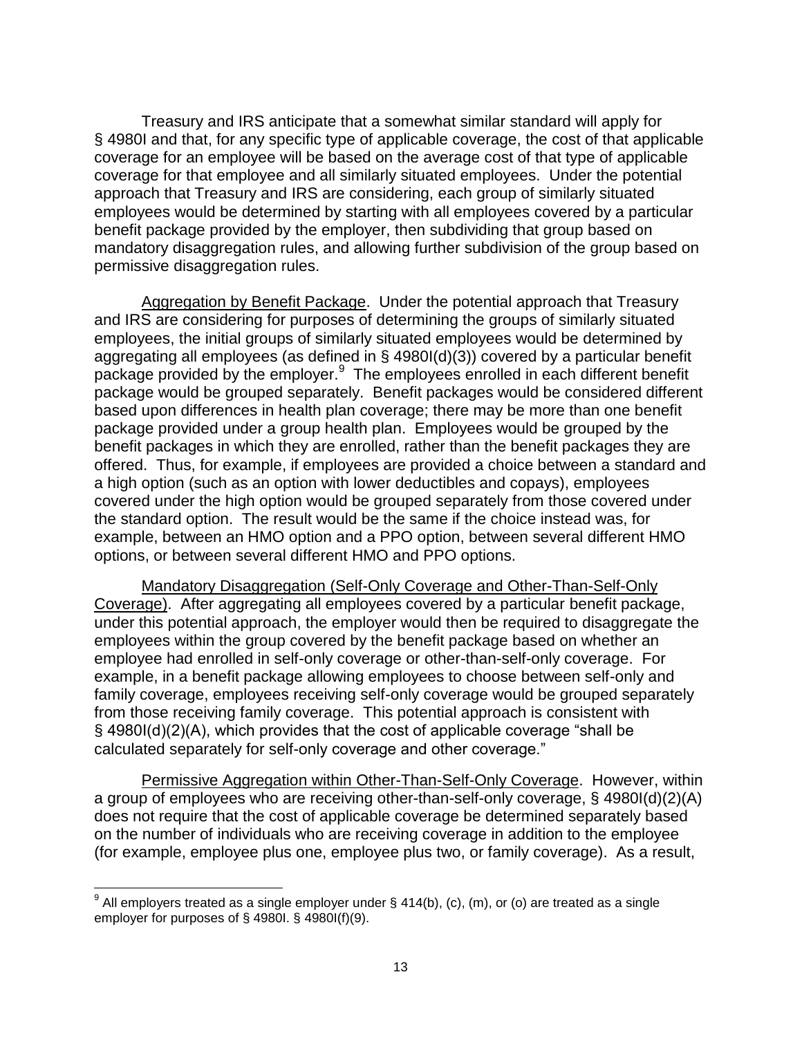Treasury and IRS anticipate that a somewhat similar standard will apply for § 4980I and that, for any specific type of applicable coverage, the cost of that applicable coverage for an employee will be based on the average cost of that type of applicable coverage for that employee and all similarly situated employees. Under the potential approach that Treasury and IRS are considering, each group of similarly situated employees would be determined by starting with all employees covered by a particular benefit package provided by the employer, then subdividing that group based on mandatory disaggregation rules, and allowing further subdivision of the group based on permissive disaggregation rules.

Aggregation by Benefit Package. Under the potential approach that Treasury and IRS are considering for purposes of determining the groups of similarly situated employees, the initial groups of similarly situated employees would be determined by aggregating all employees (as defined in § 4980I(d)(3)) covered by a particular benefit package provided by the employer.[9] The employees enrolled in each different benefit package would be grouped separately. Benefit packages would be considered different based upon differences in health plan coverage; there may be more than one benefit package provided under a group health plan. Employees would be grouped by the benefit packages in which they are enrolled, rather than the benefit packages they are offered. Thus, for example, if employees are provided a choice between a standard and a high option (such as an option with lower deductibles and copays), employees covered under the high option would be grouped separately from those covered under the standard option. The result would be the same if the choice instead was, for example, between an HMO option and a PPO option, between several different HMO options, or between several different HMO and PPO options.

Mandatory Disaggregation (Self-Only Coverage and Other-Than-Self-Only Coverage). After aggregating all employees covered by a particular benefit package, under this potential approach, the employer would then be required to disaggregate the employees within the group covered by the benefit package based on whether an employee had enrolled in self-only coverage or other-than-self-only coverage. For example, in a benefit package allowing employees to choose between self-only and family coverage, employees receiving self-only coverage would be grouped separately from those receiving family coverage. This potential approach is consistent with § 4980I(d)(2)(A), which provides that the cost of applicable coverage "shall be calculated separately for self-only coverage and other coverage."

Permissive Aggregation within Other-Than-Self-Only Coverage. However, within a group of employees who are receiving other-than-self-only coverage, § 4980I(d)(2)(A) does not require that the cost of applicable coverage be determined separately based on the number of individuals who are receiving coverage in addition to the employee (for example, employee plus one, employee plus two, or family coverage). As a result,

---

[9] All employers treated as a single employer under § 414(b), (c), (m), or (o) are treated as a single employer for purposes of § 4980I. § 4980I(f)(9).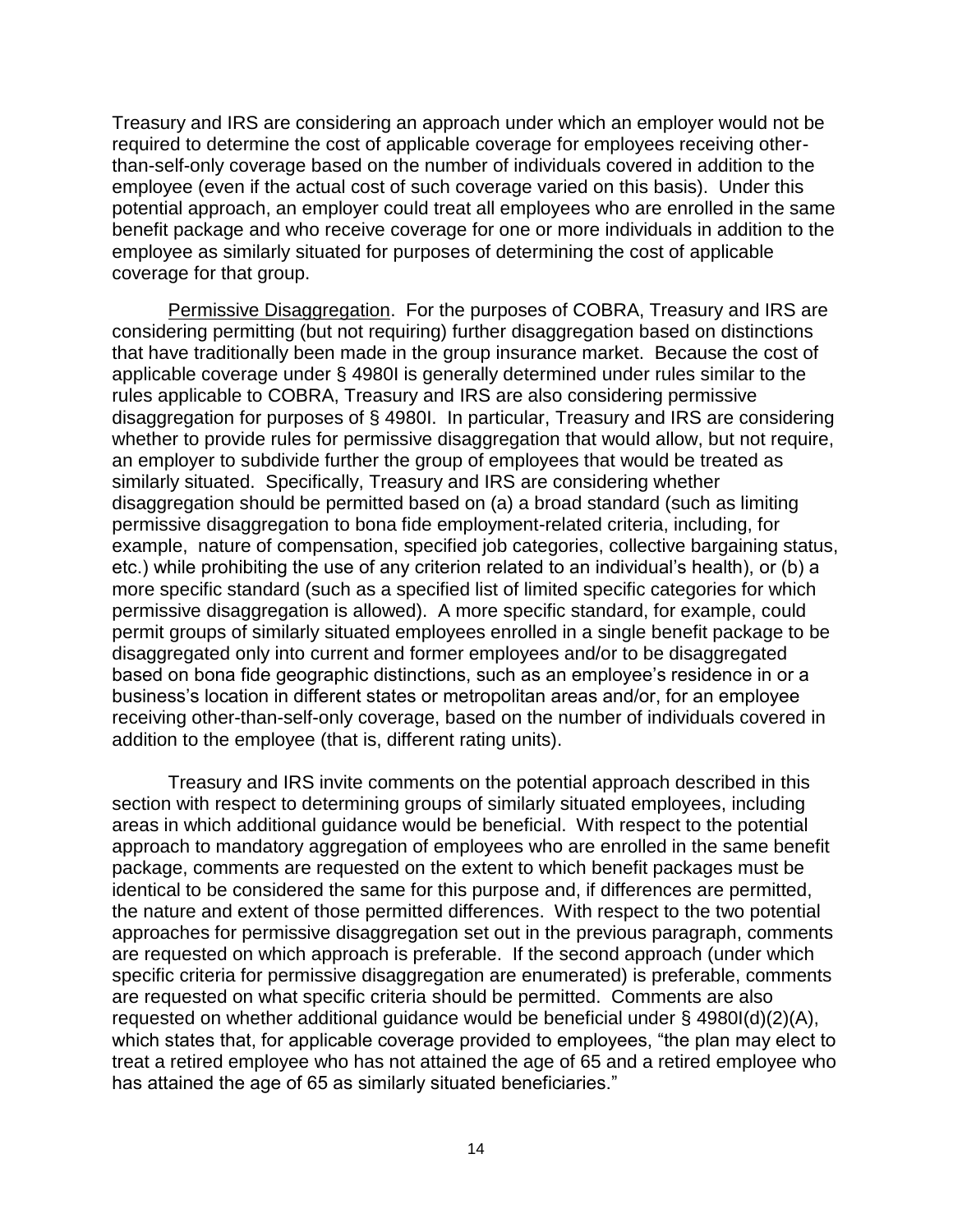Treasury and IRS are considering an approach under which an employer would not be required to determine the cost of applicable coverage for employees receiving other-than-self-only coverage based on the number of individuals covered in addition to the employee (even if the actual cost of such coverage varied on this basis). Under this potential approach, an employer could treat all employees who are enrolled in the same benefit package and who receive coverage for one or more individuals in addition to the employee as similarly situated for purposes of determining the cost of applicable coverage for that group.

<u>Permissive Disaggregation</u>. For the purposes of COBRA, Treasury and IRS are considering permitting (but not requiring) further disaggregation based on distinctions that have traditionally been made in the group insurance market. Because the cost of applicable coverage under § 4980I is generally determined under rules similar to the rules applicable to COBRA, Treasury and IRS are also considering permissive disaggregation for purposes of § 4980I. In particular, Treasury and IRS are considering whether to provide rules for permissive disaggregation that would allow, but not require, an employer to subdivide further the group of employees that would be treated as similarly situated. Specifically, Treasury and IRS are considering whether disaggregation should be permitted based on (a) a broad standard (such as limiting permissive disaggregation to bona fide employment-related criteria, including, for example, nature of compensation, specified job categories, collective bargaining status, etc.) while prohibiting the use of any criterion related to an individual's health), or (b) a more specific standard (such as a specified list of limited specific categories for which permissive disaggregation is allowed). A more specific standard, for example, could permit groups of similarly situated employees enrolled in a single benefit package to be disaggregated only into current and former employees and/or to be disaggregated based on bona fide geographic distinctions, such as an employee's residence in or a business's location in different states or metropolitan areas and/or, for an employee receiving other-than-self-only coverage, based on the number of individuals covered in addition to the employee (that is, different rating units).

Treasury and IRS invite comments on the potential approach described in this section with respect to determining groups of similarly situated employees, including areas in which additional guidance would be beneficial. With respect to the potential approach to mandatory aggregation of employees who are enrolled in the same benefit package, comments are requested on the extent to which benefit packages must be identical to be considered the same for this purpose and, if differences are permitted, the nature and extent of those permitted differences. With respect to the two potential approaches for permissive disaggregation set out in the previous paragraph, comments are requested on which approach is preferable. If the second approach (under which specific criteria for permissive disaggregation are enumerated) is preferable, comments are requested on what specific criteria should be permitted. Comments are also requested on whether additional guidance would be beneficial under § 4980I(d)(2)(A), which states that, for applicable coverage provided to employees, "the plan may elect to treat a retired employee who has not attained the age of 65 and a retired employee who has attained the age of 65 as similarly situated beneficiaries."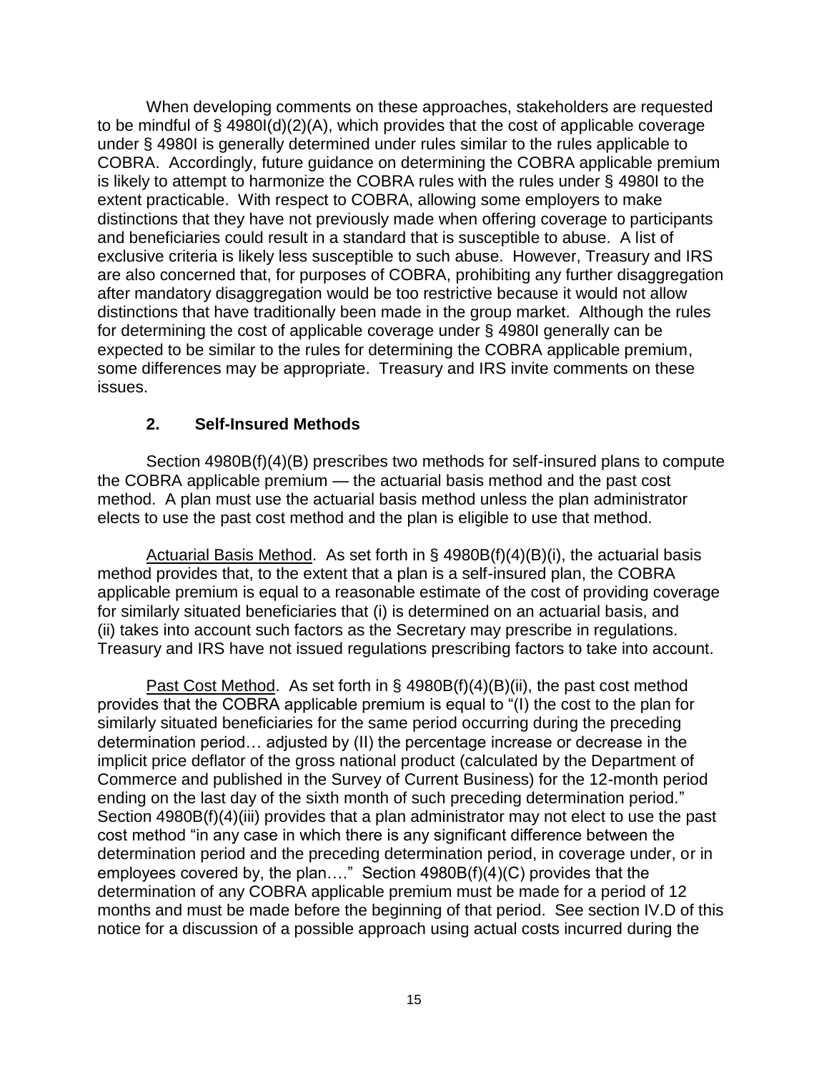When developing comments on these approaches, stakeholders are requested to be mindful of § 4980I(d)(2)(A), which provides that the cost of applicable coverage under § 4980I is generally determined under rules similar to the rules applicable to COBRA. Accordingly, future guidance on determining the COBRA applicable premium is likely to attempt to harmonize the COBRA rules with the rules under § 4980I to the extent practicable. With respect to COBRA, allowing some employers to make distinctions that they have not previously made when offering coverage to participants and beneficiaries could result in a standard that is susceptible to abuse. A list of exclusive criteria is likely less susceptible to such abuse. However, Treasury and IRS are also concerned that, for purposes of COBRA, prohibiting any further disaggregation after mandatory disaggregation would be too restrictive because it would not allow distinctions that have traditionally been made in the group market. Although the rules for determining the cost of applicable coverage under § 4980I generally can be expected to be similar to the rules for determining the COBRA applicable premium, some differences may be appropriate. Treasury and IRS invite comments on these issues.

### 2. Self-Insured Methods

Section 4980B(f)(4)(B) prescribes two methods for self-insured plans to compute the COBRA applicable premium — the actuarial basis method and the past cost method. A plan must use the actuarial basis method unless the plan administrator elects to use the past cost method and the plan is eligible to use that method.

Actuarial Basis Method. As set forth in § 4980B(f)(4)(B)(i), the actuarial basis method provides that, to the extent that a plan is a self-insured plan, the COBRA applicable premium is equal to a reasonable estimate of the cost of providing coverage for similarly situated beneficiaries that (i) is determined on an actuarial basis, and (ii) takes into account such factors as the Secretary may prescribe in regulations. Treasury and IRS have not issued regulations prescribing factors to take into account.

Past Cost Method. As set forth in § 4980B(f)(4)(B)(ii), the past cost method provides that the COBRA applicable premium is equal to "(I) the cost to the plan for similarly situated beneficiaries for the same period occurring during the preceding determination period… adjusted by (II) the percentage increase or decrease in the implicit price deflator of the gross national product (calculated by the Department of Commerce and published in the Survey of Current Business) for the 12-month period ending on the last day of the sixth month of such preceding determination period." Section 4980B(f)(4)(iii) provides that a plan administrator may not elect to use the past cost method "in any case in which there is any significant difference between the determination period and the preceding determination period, in coverage under, or in employees covered by, the plan…." Section 4980B(f)(4)(C) provides that the determination of any COBRA applicable premium must be made for a period of 12 months and must be made before the beginning of that period. See section IV.D of this notice for a discussion of a possible approach using actual costs incurred during the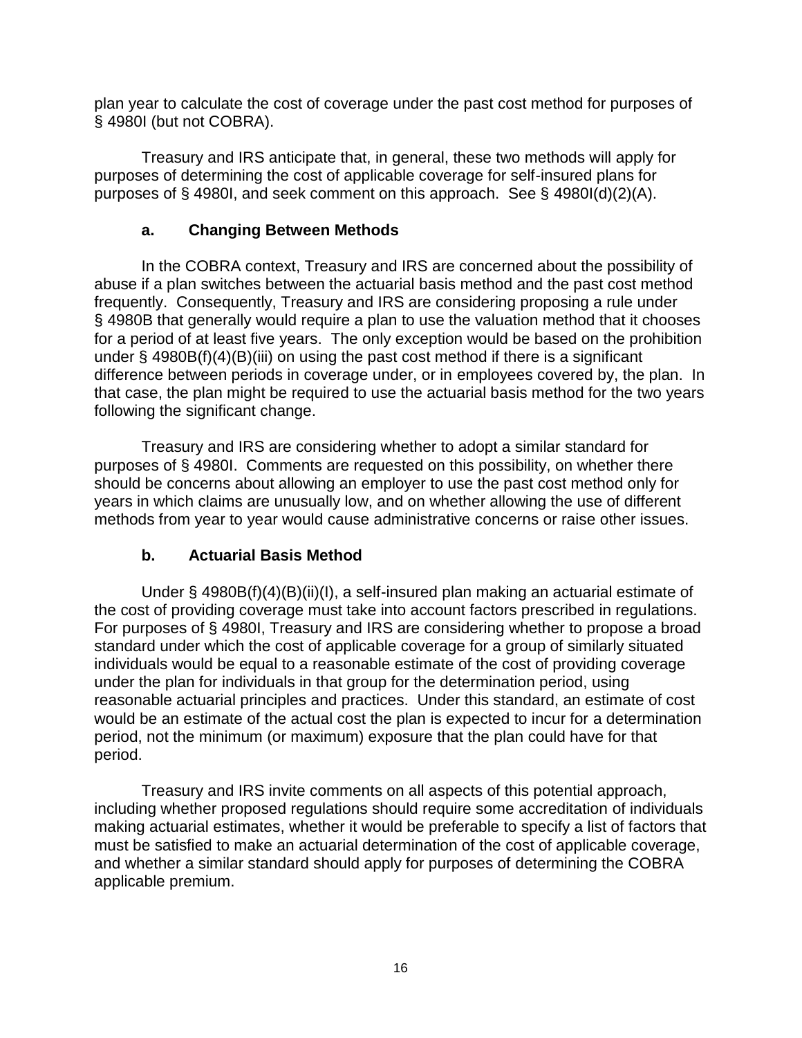plan year to calculate the cost of coverage under the past cost method for purposes of § 4980I (but not COBRA).

Treasury and IRS anticipate that, in general, these two methods will apply for purposes of determining the cost of applicable coverage for self-insured plans for purposes of § 4980I, and seek comment on this approach. See § 4980I(d)(2)(A).

### a. Changing Between Methods

In the COBRA context, Treasury and IRS are concerned about the possibility of abuse if a plan switches between the actuarial basis method and the past cost method frequently. Consequently, Treasury and IRS are considering proposing a rule under § 4980B that generally would require a plan to use the valuation method that it chooses for a period of at least five years. The only exception would be based on the prohibition under § 4980B(f)(4)(B)(iii) on using the past cost method if there is a significant difference between periods in coverage under, or in employees covered by, the plan. In that case, the plan might be required to use the actuarial basis method for the two years following the significant change.

Treasury and IRS are considering whether to adopt a similar standard for purposes of § 4980I. Comments are requested on this possibility, on whether there should be concerns about allowing an employer to use the past cost method only for years in which claims are unusually low, and on whether allowing the use of different methods from year to year would cause administrative concerns or raise other issues.

### b. Actuarial Basis Method

Under § 4980B(f)(4)(B)(ii)(I), a self-insured plan making an actuarial estimate of the cost of providing coverage must take into account factors prescribed in regulations. For purposes of § 4980I, Treasury and IRS are considering whether to propose a broad standard under which the cost of applicable coverage for a group of similarly situated individuals would be equal to a reasonable estimate of the cost of providing coverage under the plan for individuals in that group for the determination period, using reasonable actuarial principles and practices. Under this standard, an estimate of cost would be an estimate of the actual cost the plan is expected to incur for a determination period, not the minimum (or maximum) exposure that the plan could have for that period.

Treasury and IRS invite comments on all aspects of this potential approach, including whether proposed regulations should require some accreditation of individuals making actuarial estimates, whether it would be preferable to specify a list of factors that must be satisfied to make an actuarial determination of the cost of applicable coverage, and whether a similar standard should apply for purposes of determining the COBRA applicable premium.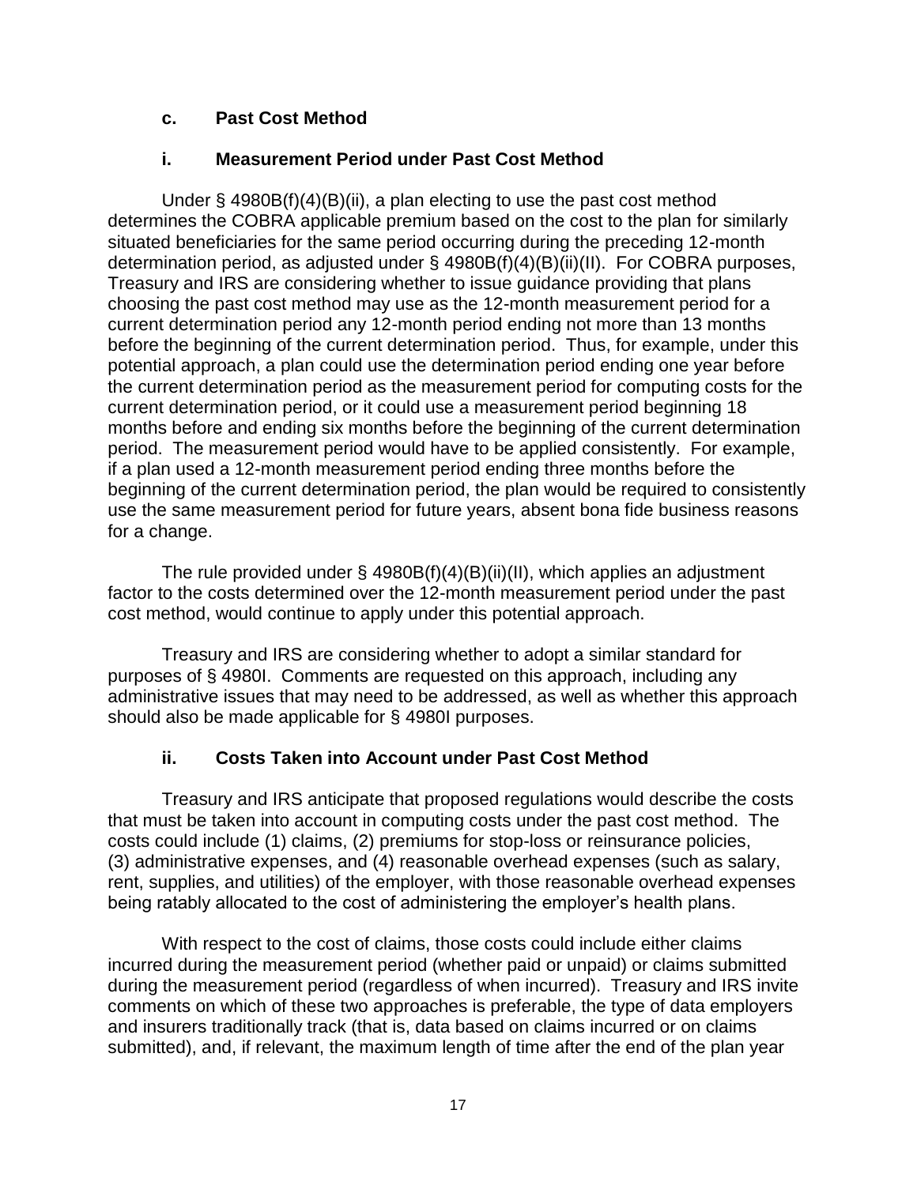### c. Past Cost Method

### i. Measurement Period under Past Cost Method

Under § 4980B(f)(4)(B)(ii), a plan electing to use the past cost method determines the COBRA applicable premium based on the cost to the plan for similarly situated beneficiaries for the same period occurring during the preceding 12-month determination period, as adjusted under § 4980B(f)(4)(B)(ii)(II). For COBRA purposes, Treasury and IRS are considering whether to issue guidance providing that plans choosing the past cost method may use as the 12-month measurement period for a current determination period any 12-month period ending not more than 13 months before the beginning of the current determination period. Thus, for example, under this potential approach, a plan could use the determination period ending one year before the current determination period as the measurement period for computing costs for the current determination period, or it could use a measurement period beginning 18 months before and ending six months before the beginning of the current determination period. The measurement period would have to be applied consistently. For example, if a plan used a 12-month measurement period ending three months before the beginning of the current determination period, the plan would be required to consistently use the same measurement period for future years, absent bona fide business reasons for a change.

The rule provided under § 4980B(f)(4)(B)(ii)(II), which applies an adjustment factor to the costs determined over the 12-month measurement period under the past cost method, would continue to apply under this potential approach.

Treasury and IRS are considering whether to adopt a similar standard for purposes of § 4980I. Comments are requested on this approach, including any administrative issues that may need to be addressed, as well as whether this approach should also be made applicable for § 4980I purposes.

### ii. Costs Taken into Account under Past Cost Method

Treasury and IRS anticipate that proposed regulations would describe the costs that must be taken into account in computing costs under the past cost method. The costs could include (1) claims, (2) premiums for stop-loss or reinsurance policies, (3) administrative expenses, and (4) reasonable overhead expenses (such as salary, rent, supplies, and utilities) of the employer, with those reasonable overhead expenses being ratably allocated to the cost of administering the employer's health plans.

With respect to the cost of claims, those costs could include either claims incurred during the measurement period (whether paid or unpaid) or claims submitted during the measurement period (regardless of when incurred). Treasury and IRS invite comments on which of these two approaches is preferable, the type of data employers and insurers traditionally track (that is, data based on claims incurred or on claims submitted), and, if relevant, the maximum length of time after the end of the plan year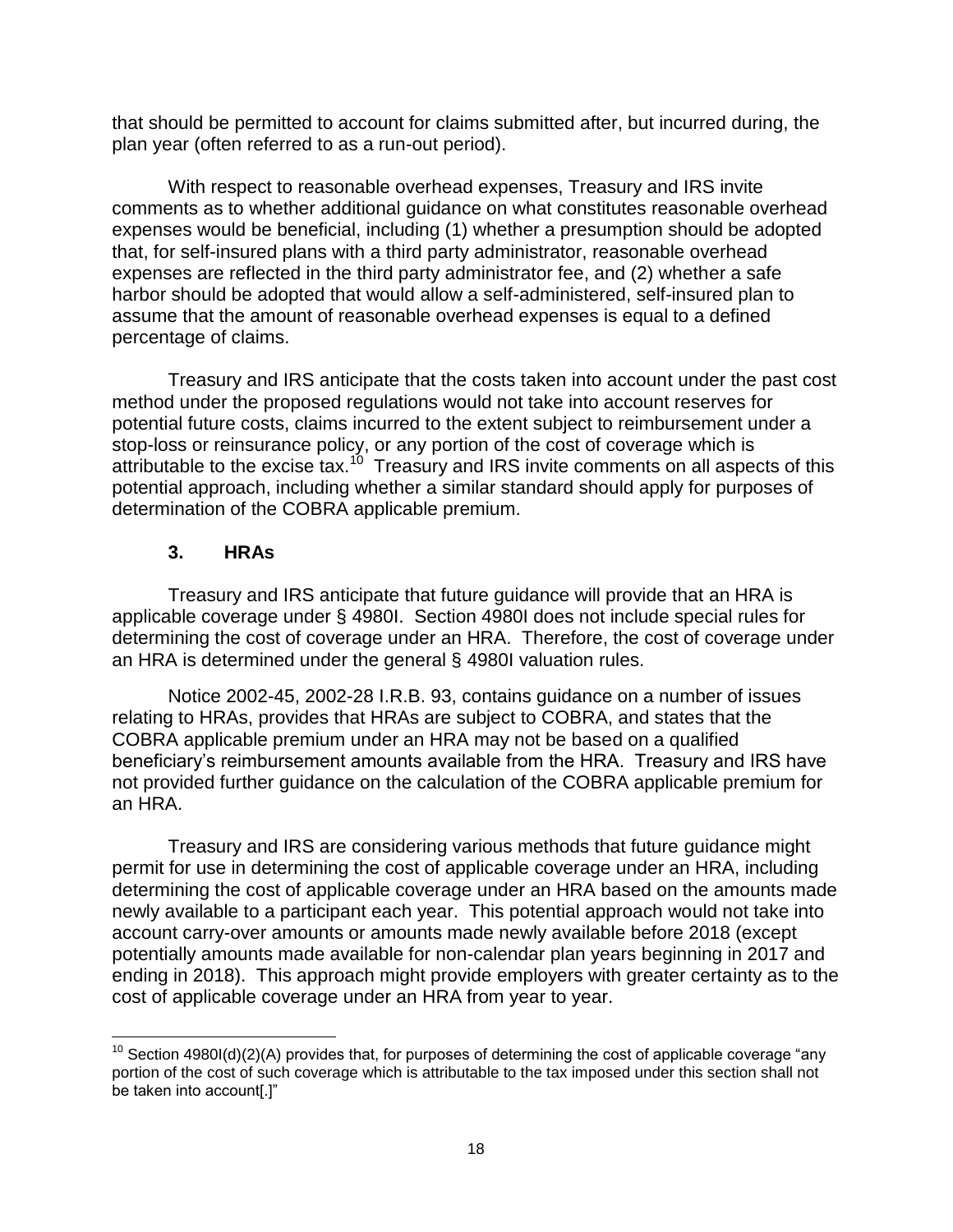that should be permitted to account for claims submitted after, but incurred during, the plan year (often referred to as a run-out period).

With respect to reasonable overhead expenses, Treasury and IRS invite comments as to whether additional guidance on what constitutes reasonable overhead expenses would be beneficial, including (1) whether a presumption should be adopted that, for self-insured plans with a third party administrator, reasonable overhead expenses are reflected in the third party administrator fee, and (2) whether a safe harbor should be adopted that would allow a self-administered, self-insured plan to assume that the amount of reasonable overhead expenses is equal to a defined percentage of claims.

Treasury and IRS anticipate that the costs taken into account under the past cost method under the proposed regulations would not take into account reserves for potential future costs, claims incurred to the extent subject to reimbursement under a stop-loss or reinsurance policy, or any portion of the cost of coverage which is attributable to the excise tax.[10] Treasury and IRS invite comments on all aspects of this potential approach, including whether a similar standard should apply for purposes of determination of the COBRA applicable premium.

### 3. HRAs

Treasury and IRS anticipate that future guidance will provide that an HRA is applicable coverage under § 4980I. Section 4980I does not include special rules for determining the cost of coverage under an HRA. Therefore, the cost of coverage under an HRA is determined under the general § 4980I valuation rules.

Notice 2002-45, 2002-28 I.R.B. 93, contains guidance on a number of issues relating to HRAs, provides that HRAs are subject to COBRA, and states that the COBRA applicable premium under an HRA may not be based on a qualified beneficiary's reimbursement amounts available from the HRA. Treasury and IRS have not provided further guidance on the calculation of the COBRA applicable premium for an HRA.

Treasury and IRS are considering various methods that future guidance might permit for use in determining the cost of applicable coverage under an HRA, including determining the cost of applicable coverage under an HRA based on the amounts made newly available to a participant each year. This potential approach would not take into account carry-over amounts or amounts made newly available before 2018 (except potentially amounts made available for non-calendar plan years beginning in 2017 and ending in 2018). This approach might provide employers with greater certainty as to the cost of applicable coverage under an HRA from year to year.

---

[10] Section 4980I(d)(2)(A) provides that, for purposes of determining the cost of applicable coverage "any portion of the cost of such coverage which is attributable to the tax imposed under this section shall not be taken into account[.]"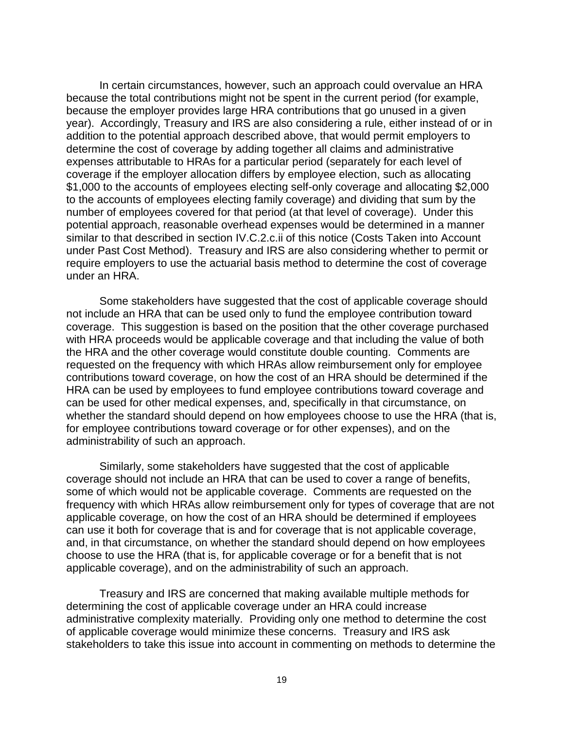In certain circumstances, however, such an approach could overvalue an HRA because the total contributions might not be spent in the current period (for example, because the employer provides large HRA contributions that go unused in a given year). Accordingly, Treasury and IRS are also considering a rule, either instead of or in addition to the potential approach described above, that would permit employers to determine the cost of coverage by adding together all claims and administrative expenses attributable to HRAs for a particular period (separately for each level of coverage if the employer allocation differs by employee election, such as allocating \$1,000 to the accounts of employees electing self-only coverage and allocating \$2,000 to the accounts of employees electing family coverage) and dividing that sum by the number of employees covered for that period (at that level of coverage). Under this potential approach, reasonable overhead expenses would be determined in a manner similar to that described in section IV.C.2.c.ii of this notice (Costs Taken into Account under Past Cost Method). Treasury and IRS are also considering whether to permit or require employers to use the actuarial basis method to determine the cost of coverage under an HRA.

Some stakeholders have suggested that the cost of applicable coverage should not include an HRA that can be used only to fund the employee contribution toward coverage. This suggestion is based on the position that the other coverage purchased with HRA proceeds would be applicable coverage and that including the value of both the HRA and the other coverage would constitute double counting. Comments are requested on the frequency with which HRAs allow reimbursement only for employee contributions toward coverage, on how the cost of an HRA should be determined if the HRA can be used by employees to fund employee contributions toward coverage and can be used for other medical expenses, and, specifically in that circumstance, on whether the standard should depend on how employees choose to use the HRA (that is, for employee contributions toward coverage or for other expenses), and on the administrability of such an approach.

Similarly, some stakeholders have suggested that the cost of applicable coverage should not include an HRA that can be used to cover a range of benefits, some of which would not be applicable coverage. Comments are requested on the frequency with which HRAs allow reimbursement only for types of coverage that are not applicable coverage, on how the cost of an HRA should be determined if employees can use it both for coverage that is and for coverage that is not applicable coverage, and, in that circumstance, on whether the standard should depend on how employees choose to use the HRA (that is, for applicable coverage or for a benefit that is not applicable coverage), and on the administrability of such an approach.

Treasury and IRS are concerned that making available multiple methods for determining the cost of applicable coverage under an HRA could increase administrative complexity materially. Providing only one method to determine the cost of applicable coverage would minimize these concerns. Treasury and IRS ask stakeholders to take this issue into account in commenting on methods to determine the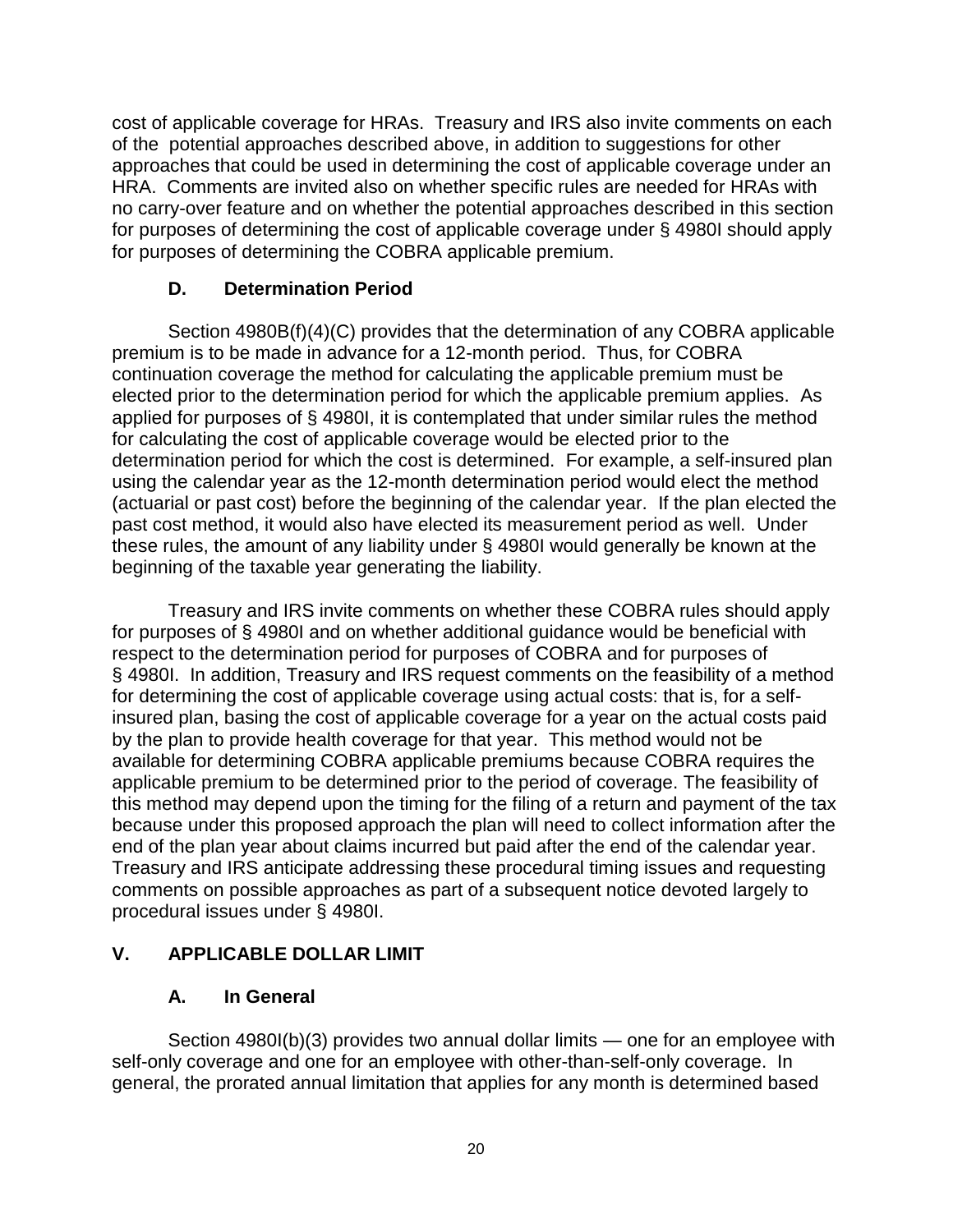cost of applicable coverage for HRAs. Treasury and IRS also invite comments on each of the potential approaches described above, in addition to suggestions for other approaches that could be used in determining the cost of applicable coverage under an HRA. Comments are invited also on whether specific rules are needed for HRAs with no carry-over feature and on whether the potential approaches described in this section for purposes of determining the cost of applicable coverage under § 4980I should apply for purposes of determining the COBRA applicable premium.

### D. Determination Period

Section 4980B(f)(4)(C) provides that the determination of any COBRA applicable premium is to be made in advance for a 12-month period. Thus, for COBRA continuation coverage the method for calculating the applicable premium must be elected prior to the determination period for which the applicable premium applies. As applied for purposes of § 4980I, it is contemplated that under similar rules the method for calculating the cost of applicable coverage would be elected prior to the determination period for which the cost is determined. For example, a self-insured plan using the calendar year as the 12-month determination period would elect the method (actuarial or past cost) before the beginning of the calendar year. If the plan elected the past cost method, it would also have elected its measurement period as well. Under these rules, the amount of any liability under § 4980I would generally be known at the beginning of the taxable year generating the liability.

Treasury and IRS invite comments on whether these COBRA rules should apply for purposes of § 4980I and on whether additional guidance would be beneficial with respect to the determination period for purposes of COBRA and for purposes of § 4980I. In addition, Treasury and IRS request comments on the feasibility of a method for determining the cost of applicable coverage using actual costs: that is, for a self-insured plan, basing the cost of applicable coverage for a year on the actual costs paid by the plan to provide health coverage for that year. This method would not be available for determining COBRA applicable premiums because COBRA requires the applicable premium to be determined prior to the period of coverage. The feasibility of this method may depend upon the timing for the filing of a return and payment of the tax because under this proposed approach the plan will need to collect information after the end of the plan year about claims incurred but paid after the end of the calendar year. Treasury and IRS anticipate addressing these procedural timing issues and requesting comments on possible approaches as part of a subsequent notice devoted largely to procedural issues under § 4980I.

## V. APPLICABLE DOLLAR LIMIT

### A. In General

Section 4980I(b)(3) provides two annual dollar limits — one for an employee with self-only coverage and one for an employee with other-than-self-only coverage. In general, the prorated annual limitation that applies for any month is determined based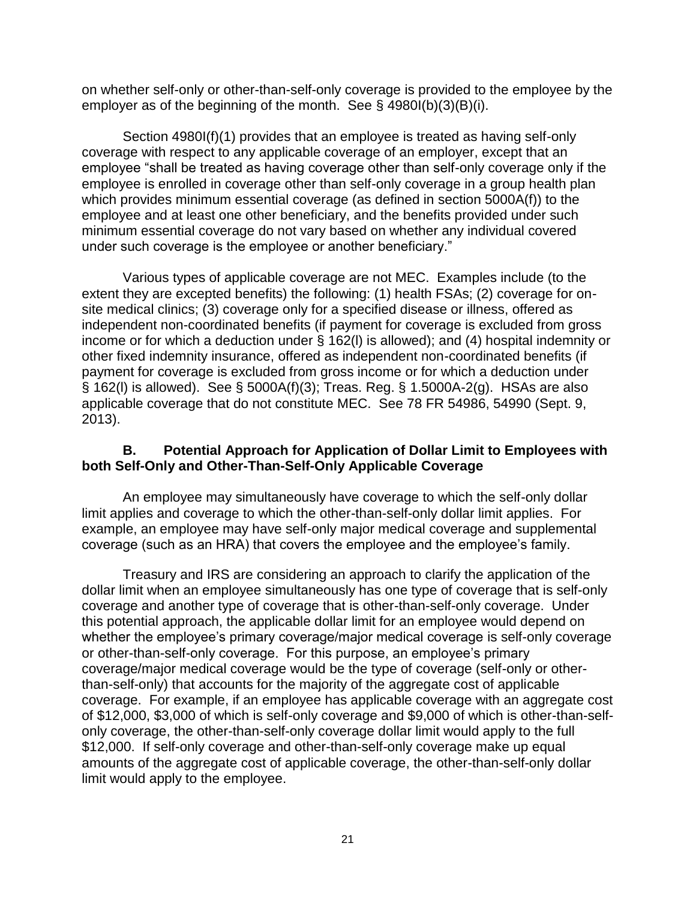on whether self-only or other-than-self-only coverage is provided to the employee by the employer as of the beginning of the month. See § 4980I(b)(3)(B)(i).

Section 4980I(f)(1) provides that an employee is treated as having self-only coverage with respect to any applicable coverage of an employer, except that an employee "shall be treated as having coverage other than self-only coverage only if the employee is enrolled in coverage other than self-only coverage in a group health plan which provides minimum essential coverage (as defined in section 5000A(f)) to the employee and at least one other beneficiary, and the benefits provided under such minimum essential coverage do not vary based on whether any individual covered under such coverage is the employee or another beneficiary."

Various types of applicable coverage are not MEC. Examples include (to the extent they are excepted benefits) the following: (1) health FSAs; (2) coverage for on-site medical clinics; (3) coverage only for a specified disease or illness, offered as independent non-coordinated benefits (if payment for coverage is excluded from gross income or for which a deduction under § 162(l) is allowed); and (4) hospital indemnity or other fixed indemnity insurance, offered as independent non-coordinated benefits (if payment for coverage is excluded from gross income or for which a deduction under § 162(l) is allowed). See § 5000A(f)(3); Treas. Reg. § 1.5000A-2(g). HSAs are also applicable coverage that do not constitute MEC. See 78 FR 54986, 54990 (Sept. 9, 2013).

### B. Potential Approach for Application of Dollar Limit to Employees with both Self-Only and Other-Than-Self-Only Applicable Coverage

An employee may simultaneously have coverage to which the self-only dollar limit applies and coverage to which the other-than-self-only dollar limit applies. For example, an employee may have self-only major medical coverage and supplemental coverage (such as an HRA) that covers the employee and the employee's family.

Treasury and IRS are considering an approach to clarify the application of the dollar limit when an employee simultaneously has one type of coverage that is self-only coverage and another type of coverage that is other-than-self-only coverage. Under this potential approach, the applicable dollar limit for an employee would depend on whether the employee's primary coverage/major medical coverage is self-only coverage or other-than-self-only coverage. For this purpose, an employee's primary coverage/major medical coverage would be the type of coverage (self-only or other-than-self-only) that accounts for the majority of the aggregate cost of applicable coverage. For example, if an employee has applicable coverage with an aggregate cost of $12,000, $3,000 of which is self-only coverage and $9,000 of which is other-than-self-only coverage, the other-than-self-only coverage dollar limit would apply to the full $12,000. If self-only coverage and other-than-self-only coverage make up equal amounts of the aggregate cost of applicable coverage, the other-than-self-only dollar limit would apply to the employee.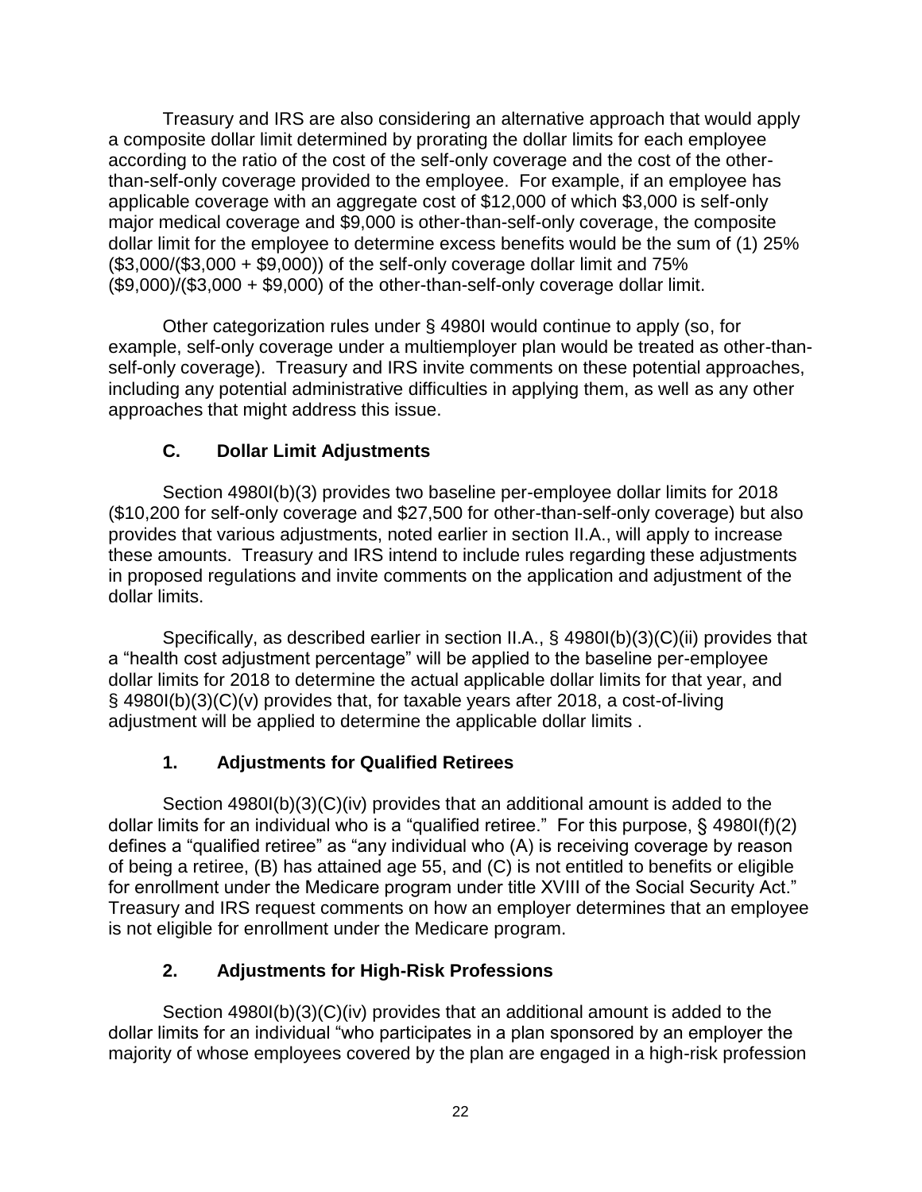Treasury and IRS are also considering an alternative approach that would apply a composite dollar limit determined by prorating the dollar limits for each employee according to the ratio of the cost of the self-only coverage and the cost of the other-than-self-only coverage provided to the employee. For example, if an employee has applicable coverage with an aggregate cost of $12,000 of which $3,000 is self-only major medical coverage and $9,000 is other-than-self-only coverage, the composite dollar limit for the employee to determine excess benefits would be the sum of (1) 25% ($3,000/($3,000 + $9,000)) of the self-only coverage dollar limit and 75% ($9,000)/($3,000 + $9,000) of the other-than-self-only coverage dollar limit.

Other categorization rules under § 4980I would continue to apply (so, for example, self-only coverage under a multiemployer plan would be treated as other-than-self-only coverage). Treasury and IRS invite comments on these potential approaches, including any potential administrative difficulties in applying them, as well as any other approaches that might address this issue.

### C. Dollar Limit Adjustments

Section 4980I(b)(3) provides two baseline per-employee dollar limits for 2018 ($10,200 for self-only coverage and $27,500 for other-than-self-only coverage) but also provides that various adjustments, noted earlier in section II.A., will apply to increase these amounts. Treasury and IRS intend to include rules regarding these adjustments in proposed regulations and invite comments on the application and adjustment of the dollar limits.

Specifically, as described earlier in section II.A., § 4980I(b)(3)(C)(ii) provides that a "health cost adjustment percentage" will be applied to the baseline per-employee dollar limits for 2018 to determine the actual applicable dollar limits for that year, and § 4980I(b)(3)(C)(v) provides that, for taxable years after 2018, a cost-of-living adjustment will be applied to determine the applicable dollar limits .

#### 1. Adjustments for Qualified Retirees

Section 4980I(b)(3)(C)(iv) provides that an additional amount is added to the dollar limits for an individual who is a "qualified retiree." For this purpose, § 4980I(f)(2) defines a "qualified retiree" as "any individual who (A) is receiving coverage by reason of being a retiree, (B) has attained age 55, and (C) is not entitled to benefits or eligible for enrollment under the Medicare program under title XVIII of the Social Security Act." Treasury and IRS request comments on how an employer determines that an employee is not eligible for enrollment under the Medicare program.

#### 2. Adjustments for High-Risk Professions

Section 4980I(b)(3)(C)(iv) provides that an additional amount is added to the dollar limits for an individual "who participates in a plan sponsored by an employer the majority of whose employees covered by the plan are engaged in a high-risk profession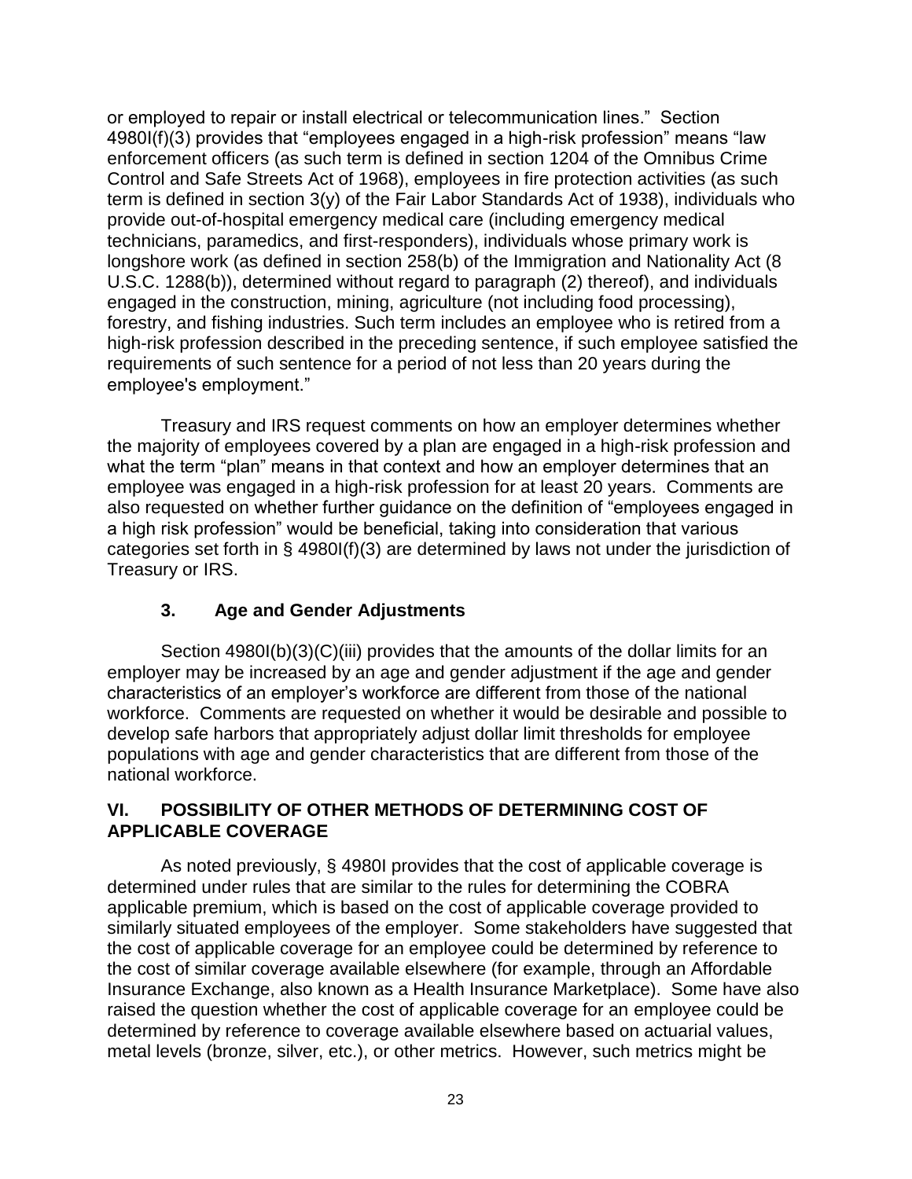or employed to repair or install electrical or telecommunication lines." Section 4980I(f)(3) provides that "employees engaged in a high-risk profession" means "law enforcement officers (as such term is defined in section 1204 of the Omnibus Crime Control and Safe Streets Act of 1968), employees in fire protection activities (as such term is defined in section 3(y) of the Fair Labor Standards Act of 1938), individuals who provide out-of-hospital emergency medical care (including emergency medical technicians, paramedics, and first-responders), individuals whose primary work is longshore work (as defined in section 258(b) of the Immigration and Nationality Act (8 U.S.C. 1288(b)), determined without regard to paragraph (2) thereof), and individuals engaged in the construction, mining, agriculture (not including food processing), forestry, and fishing industries. Such term includes an employee who is retired from a high-risk profession described in the preceding sentence, if such employee satisfied the requirements of such sentence for a period of not less than 20 years during the employee's employment."

Treasury and IRS request comments on how an employer determines whether the majority of employees covered by a plan are engaged in a high-risk profession and what the term "plan" means in that context and how an employer determines that an employee was engaged in a high-risk profession for at least 20 years. Comments are also requested on whether further guidance on the definition of "employees engaged in a high risk profession" would be beneficial, taking into consideration that various categories set forth in § 4980I(f)(3) are determined by laws not under the jurisdiction of Treasury or IRS.

### 3. Age and Gender Adjustments

Section 4980I(b)(3)(C)(iii) provides that the amounts of the dollar limits for an employer may be increased by an age and gender adjustment if the age and gender characteristics of an employer's workforce are different from those of the national workforce. Comments are requested on whether it would be desirable and possible to develop safe harbors that appropriately adjust dollar limit thresholds for employee populations with age and gender characteristics that are different from those of the national workforce.

## VI. POSSIBILITY OF OTHER METHODS OF DETERMINING COST OF APPLICABLE COVERAGE

As noted previously, § 4980I provides that the cost of applicable coverage is determined under rules that are similar to the rules for determining the COBRA applicable premium, which is based on the cost of applicable coverage provided to similarly situated employees of the employer. Some stakeholders have suggested that the cost of applicable coverage for an employee could be determined by reference to the cost of similar coverage available elsewhere (for example, through an Affordable Insurance Exchange, also known as a Health Insurance Marketplace). Some have also raised the question whether the cost of applicable coverage for an employee could be determined by reference to coverage available elsewhere based on actuarial values, metal levels (bronze, silver, etc.), or other metrics. However, such metrics might be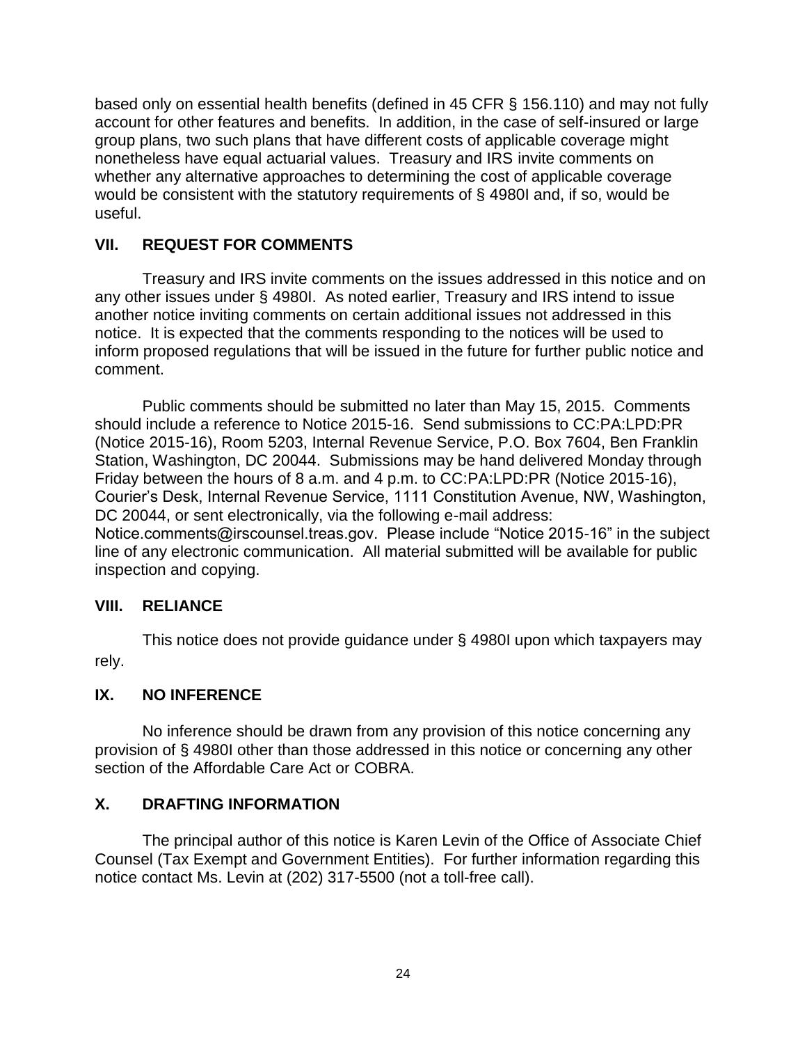based only on essential health benefits (defined in 45 CFR § 156.110) and may not fully account for other features and benefits. In addition, in the case of self-insured or large group plans, two such plans that have different costs of applicable coverage might nonetheless have equal actuarial values. Treasury and IRS invite comments on whether any alternative approaches to determining the cost of applicable coverage would be consistent with the statutory requirements of § 4980I and, if so, would be useful.

## VII. REQUEST FOR COMMENTS

Treasury and IRS invite comments on the issues addressed in this notice and on any other issues under § 4980I. As noted earlier, Treasury and IRS intend to issue another notice inviting comments on certain additional issues not addressed in this notice. It is expected that the comments responding to the notices will be used to inform proposed regulations that will be issued in the future for further public notice and comment.

Public comments should be submitted no later than May 15, 2015. Comments should include a reference to Notice 2015-16. Send submissions to CC:PA:LPD:PR (Notice 2015-16), Room 5203, Internal Revenue Service, P.O. Box 7604, Ben Franklin Station, Washington, DC 20044. Submissions may be hand delivered Monday through Friday between the hours of 8 a.m. and 4 p.m. to CC:PA:LPD:PR (Notice 2015-16), Courier's Desk, Internal Revenue Service, 1111 Constitution Avenue, NW, Washington, DC 20044, or sent electronically, via the following e-mail address: Notice.comments@irscounsel.treas.gov. Please include "Notice 2015-16" in the subject line of any electronic communication. All material submitted will be available for public inspection and copying.

## VIII. RELIANCE

This notice does not provide guidance under § 4980I upon which taxpayers may rely.

## IX. NO INFERENCE

No inference should be drawn from any provision of this notice concerning any provision of § 4980I other than those addressed in this notice or concerning any other section of the Affordable Care Act or COBRA.

## X. DRAFTING INFORMATION

The principal author of this notice is Karen Levin of the Office of Associate Chief Counsel (Tax Exempt and Government Entities). For further information regarding this notice contact Ms. Levin at (202) 317-5500 (not a toll-free call).